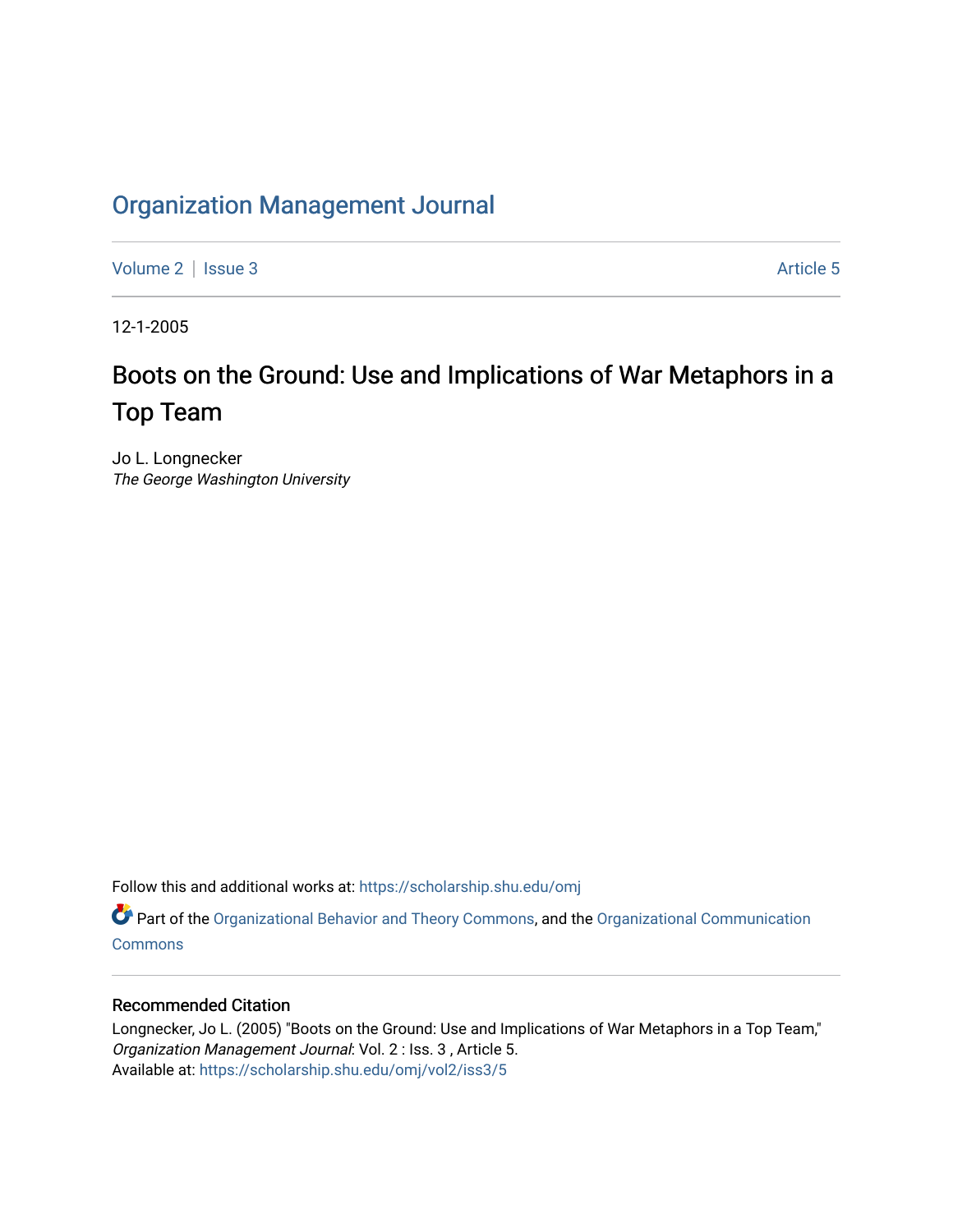# Organization Management Journal

Volume 2 | Issue 3 Article 5

12-1-2005

## Boots on the Ground: Use and Implications of War Metaphors in a Top Team

Jo L. Longnecker
*The George Washington University*

Follow this and additional works at: https://scholarship.shu.edu/omj

Part of the Organizational Behavior and Theory Commons, and the Organizational Communication Commons

### Recommended Citation

Longnecker, Jo L. (2005) "Boots on the Ground: Use and Implications of War Metaphors in a Top Team," *Organization Management Journal*: Vol. 2 : Iss. 3 , Article 5.
Available at: https://scholarship.shu.edu/omj/vol2/iss3/5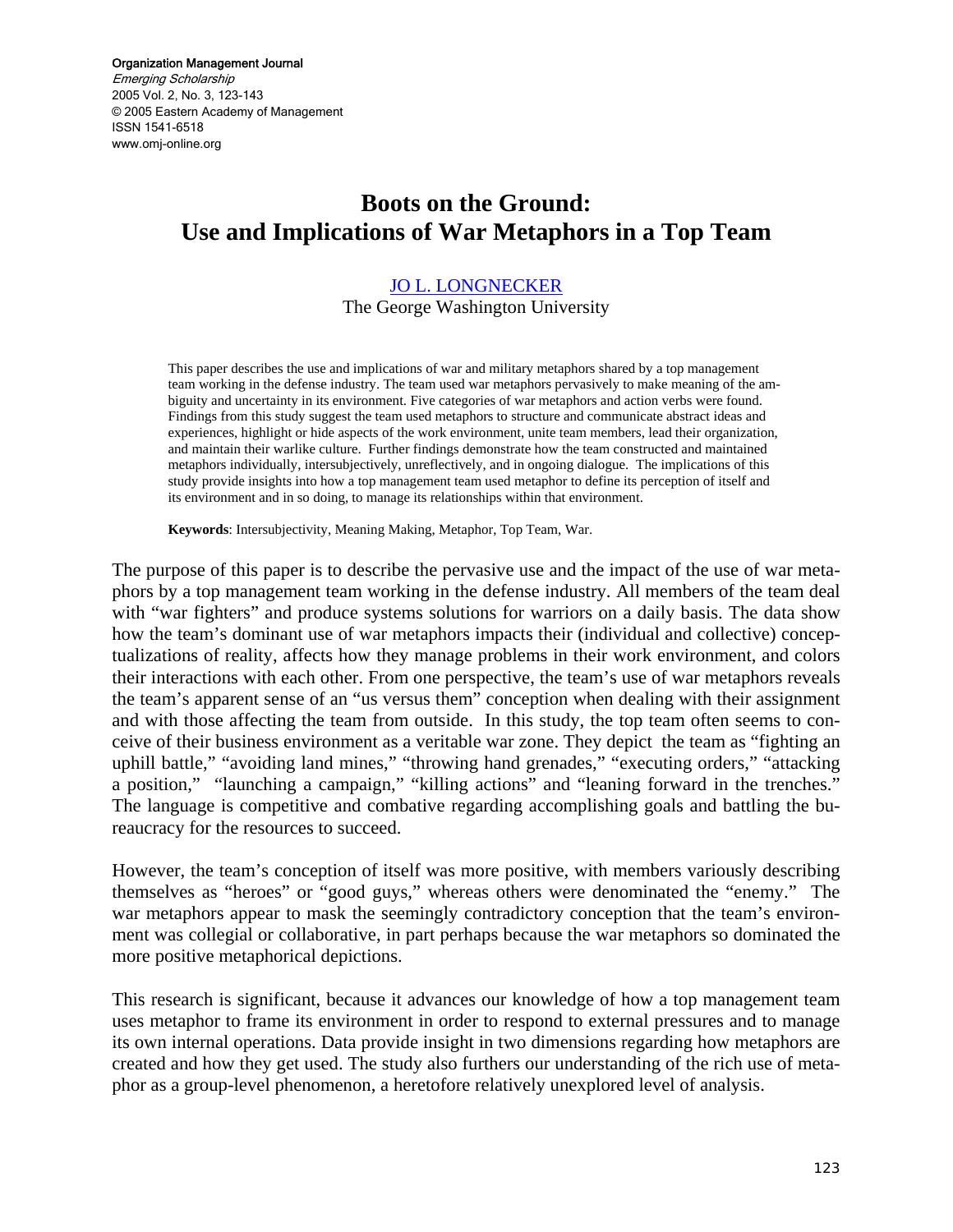# Boots on the Ground: Use and Implications of War Metaphors in a Top Team

JO L. LONGNECKER
The George Washington University

This paper describes the use and implications of war and military metaphors shared by a top management team working in the defense industry. The team used war metaphors pervasively to make meaning of the ambiguity and uncertainty in its environment. Five categories of war metaphors and action verbs were found. Findings from this study suggest the team used metaphors to structure and communicate abstract ideas and experiences, highlight or hide aspects of the work environment, unite team members, lead their organization, and maintain their warlike culture. Further findings demonstrate how the team constructed and maintained metaphors individually, intersubjectively, unreflectively, and in ongoing dialogue. The implications of this study provide insights into how a top management team used metaphor to define its perception of itself and its environment and in so doing, to manage its relationships within that environment.

**Keywords**: Intersubjectivity, Meaning Making, Metaphor, Top Team, War.

The purpose of this paper is to describe the pervasive use and the impact of the use of war metaphors by a top management team working in the defense industry. All members of the team deal with "war fighters" and produce systems solutions for warriors on a daily basis. The data show how the team's dominant use of war metaphors impacts their (individual and collective) conceptualizations of reality, affects how they manage problems in their work environment, and colors their interactions with each other. From one perspective, the team's use of war metaphors reveals the team's apparent sense of an "us versus them" conception when dealing with their assignment and with those affecting the team from outside. In this study, the top team often seems to conceive of their business environment as a veritable war zone. They depict the team as "fighting an uphill battle," "avoiding land mines," "throwing hand grenades," "executing orders," "attacking a position," "launching a campaign," "killing actions" and "leaning forward in the trenches." The language is competitive and combative regarding accomplishing goals and battling the bureaucracy for the resources to succeed.

However, the team's conception of itself was more positive, with members variously describing themselves as "heroes" or "good guys," whereas others were denominated the "enemy." The war metaphors appear to mask the seemingly contradictory conception that the team's environment was collegial or collaborative, in part perhaps because the war metaphors so dominated the more positive metaphorical depictions.

This research is significant, because it advances our knowledge of how a top management team uses metaphor to frame its environment in order to respond to external pressures and to manage its own internal operations. Data provide insight in two dimensions regarding how metaphors are created and how they get used. The study also furthers our understanding of the rich use of metaphor as a group-level phenomenon, a heretofore relatively unexplored level of analysis.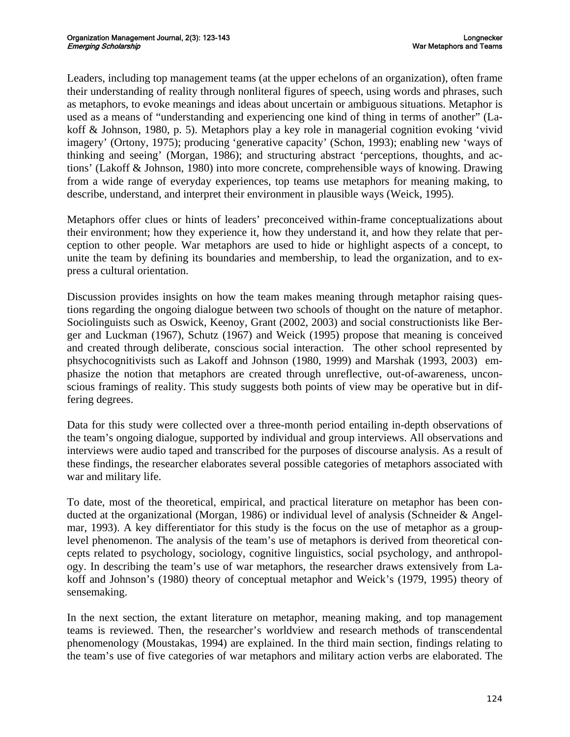Leaders, including top management teams (at the upper echelons of an organization), often frame their understanding of reality through nonliteral figures of speech, using words and phrases, such as metaphors, to evoke meanings and ideas about uncertain or ambiguous situations. Metaphor is used as a means of "understanding and experiencing one kind of thing in terms of another" (Lakoff & Johnson, 1980, p. 5). Metaphors play a key role in managerial cognition evoking 'vivid imagery' (Ortony, 1975); producing 'generative capacity' (Schon, 1993); enabling new 'ways of thinking and seeing' (Morgan, 1986); and structuring abstract 'perceptions, thoughts, and actions' (Lakoff & Johnson, 1980) into more concrete, comprehensible ways of knowing. Drawing from a wide range of everyday experiences, top teams use metaphors for meaning making, to describe, understand, and interpret their environment in plausible ways (Weick, 1995).

Metaphors offer clues or hints of leaders' preconceived within-frame conceptualizations about their environment; how they experience it, how they understand it, and how they relate that perception to other people. War metaphors are used to hide or highlight aspects of a concept, to unite the team by defining its boundaries and membership, to lead the organization, and to express a cultural orientation.

Discussion provides insights on how the team makes meaning through metaphor raising questions regarding the ongoing dialogue between two schools of thought on the nature of metaphor. Sociolinguists such as Oswick, Keenoy, Grant (2002, 2003) and social constructionists like Berger and Luckman (1967), Schutz (1967) and Weick (1995) propose that meaning is conceived and created through deliberate, conscious social interaction. The other school represented by phsychocognitivists such as Lakoff and Johnson (1980, 1999) and Marshak (1993, 2003) emphasize the notion that metaphors are created through unreflective, out-of-awareness, unconscious framings of reality. This study suggests both points of view may be operative but in differing degrees.

Data for this study were collected over a three-month period entailing in-depth observations of the team's ongoing dialogue, supported by individual and group interviews. All observations and interviews were audio taped and transcribed for the purposes of discourse analysis. As a result of these findings, the researcher elaborates several possible categories of metaphors associated with war and military life.

To date, most of the theoretical, empirical, and practical literature on metaphor has been conducted at the organizational (Morgan, 1986) or individual level of analysis (Schneider & Angelmar, 1993). A key differentiator for this study is the focus on the use of metaphor as a group-level phenomenon. The analysis of the team's use of metaphors is derived from theoretical concepts related to psychology, sociology, cognitive linguistics, social psychology, and anthropology. In describing the team's use of war metaphors, the researcher draws extensively from Lakoff and Johnson's (1980) theory of conceptual metaphor and Weick's (1979, 1995) theory of sensemaking.

In the next section, the extant literature on metaphor, meaning making, and top management teams is reviewed. Then, the researcher's worldview and research methods of transcendental phenomenology (Moustakas, 1994) are explained. In the third main section, findings relating to the team's use of five categories of war metaphors and military action verbs are elaborated. The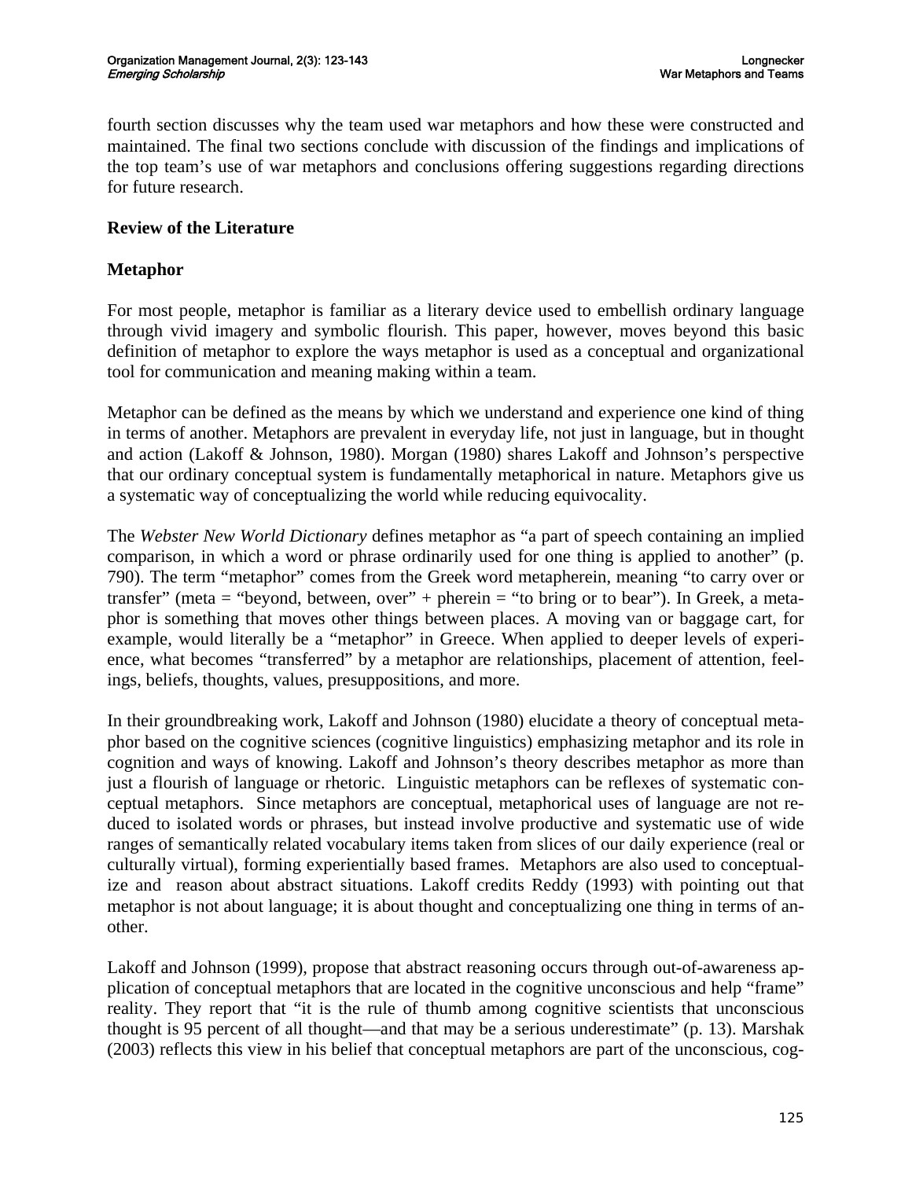fourth section discusses why the team used war metaphors and how these were constructed and maintained. The final two sections conclude with discussion of the findings and implications of the top team's use of war metaphors and conclusions offering suggestions regarding directions for future research.

## Review of the Literature

### Metaphor

For most people, metaphor is familiar as a literary device used to embellish ordinary language through vivid imagery and symbolic flourish. This paper, however, moves beyond this basic definition of metaphor to explore the ways metaphor is used as a conceptual and organizational tool for communication and meaning making within a team.

Metaphor can be defined as the means by which we understand and experience one kind of thing in terms of another. Metaphors are prevalent in everyday life, not just in language, but in thought and action (Lakoff & Johnson, 1980). Morgan (1980) shares Lakoff and Johnson's perspective that our ordinary conceptual system is fundamentally metaphorical in nature. Metaphors give us a systematic way of conceptualizing the world while reducing equivocality.

The *Webster New World Dictionary* defines metaphor as "a part of speech containing an implied comparison, in which a word or phrase ordinarily used for one thing is applied to another" (p. 790). The term "metaphor" comes from the Greek word metapherein, meaning "to carry over or transfer" (meta = "beyond, between, over" + pherein = "to bring or to bear"). In Greek, a metaphor is something that moves other things between places. A moving van or baggage cart, for example, would literally be a "metaphor" in Greece. When applied to deeper levels of experience, what becomes "transferred" by a metaphor are relationships, placement of attention, feelings, beliefs, thoughts, values, presuppositions, and more.

In their groundbreaking work, Lakoff and Johnson (1980) elucidate a theory of conceptual metaphor based on the cognitive sciences (cognitive linguistics) emphasizing metaphor and its role in cognition and ways of knowing. Lakoff and Johnson's theory describes metaphor as more than just a flourish of language or rhetoric. Linguistic metaphors can be reflexes of systematic conceptual metaphors. Since metaphors are conceptual, metaphorical uses of language are not reduced to isolated words or phrases, but instead involve productive and systematic use of wide ranges of semantically related vocabulary items taken from slices of our daily experience (real or culturally virtual), forming experientially based frames. Metaphors are also used to conceptualize and reason about abstract situations. Lakoff credits Reddy (1993) with pointing out that metaphor is not about language; it is about thought and conceptualizing one thing in terms of another.

Lakoff and Johnson (1999), propose that abstract reasoning occurs through out-of-awareness application of conceptual metaphors that are located in the cognitive unconscious and help "frame" reality. They report that "it is the rule of thumb among cognitive scientists that unconscious thought is 95 percent of all thought—and that may be a serious underestimate" (p. 13). Marshak (2003) reflects this view in his belief that conceptual metaphors are part of the unconscious, cog-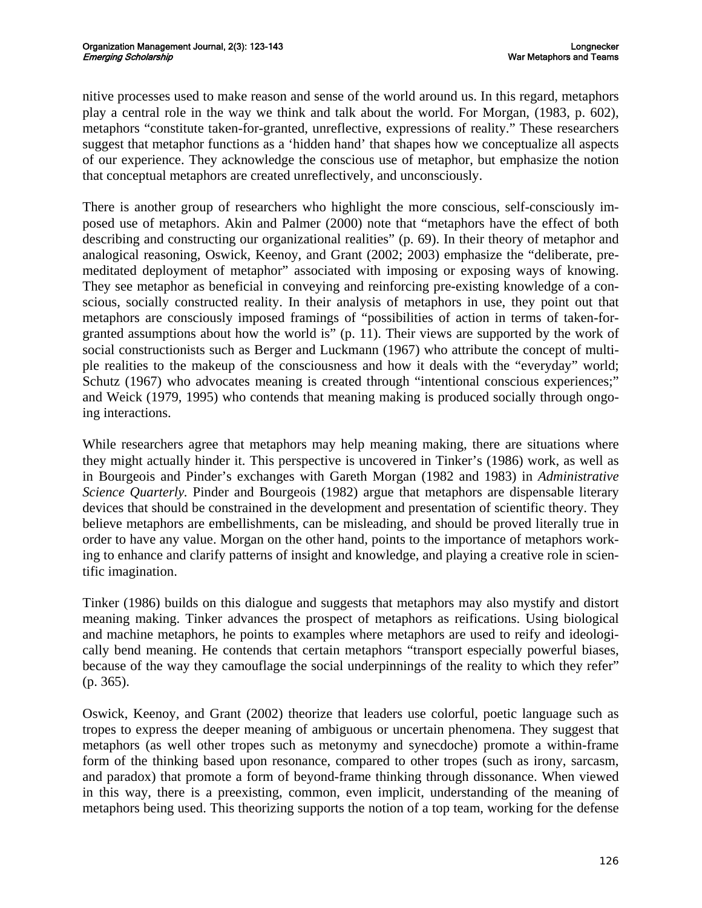nitive processes used to make reason and sense of the world around us. In this regard, metaphors play a central role in the way we think and talk about the world. For Morgan, (1983, p. 602), metaphors "constitute taken-for-granted, unreflective, expressions of reality." These researchers suggest that metaphor functions as a 'hidden hand' that shapes how we conceptualize all aspects of our experience. They acknowledge the conscious use of metaphor, but emphasize the notion that conceptual metaphors are created unreflectively, and unconsciously.

There is another group of researchers who highlight the more conscious, self-consciously imposed use of metaphors. Akin and Palmer (2000) note that "metaphors have the effect of both describing and constructing our organizational realities" (p. 69). In their theory of metaphor and analogical reasoning, Oswick, Keenoy, and Grant (2002; 2003) emphasize the "deliberate, premeditated deployment of metaphor" associated with imposing or exposing ways of knowing. They see metaphor as beneficial in conveying and reinforcing pre-existing knowledge of a conscious, socially constructed reality. In their analysis of metaphors in use, they point out that metaphors are consciously imposed framings of "possibilities of action in terms of taken-for-granted assumptions about how the world is" (p. 11). Their views are supported by the work of social constructionists such as Berger and Luckmann (1967) who attribute the concept of multiple realities to the makeup of the consciousness and how it deals with the "everyday" world; Schutz (1967) who advocates meaning is created through "intentional conscious experiences;" and Weick (1979, 1995) who contends that meaning making is produced socially through ongoing interactions.

While researchers agree that metaphors may help meaning making, there are situations where they might actually hinder it. This perspective is uncovered in Tinker's (1986) work, as well as in Bourgeois and Pinder's exchanges with Gareth Morgan (1982 and 1983) in *Administrative Science Quarterly.* Pinder and Bourgeois (1982) argue that metaphors are dispensable literary devices that should be constrained in the development and presentation of scientific theory. They believe metaphors are embellishments, can be misleading, and should be proved literally true in order to have any value. Morgan on the other hand, points to the importance of metaphors working to enhance and clarify patterns of insight and knowledge, and playing a creative role in scientific imagination.

Tinker (1986) builds on this dialogue and suggests that metaphors may also mystify and distort meaning making. Tinker advances the prospect of metaphors as reifications. Using biological and machine metaphors, he points to examples where metaphors are used to reify and ideologically bend meaning. He contends that certain metaphors "transport especially powerful biases, because of the way they camouflage the social underpinnings of the reality to which they refer" (p. 365).

Oswick, Keenoy, and Grant (2002) theorize that leaders use colorful, poetic language such as tropes to express the deeper meaning of ambiguous or uncertain phenomena. They suggest that metaphors (as well other tropes such as metonymy and synecdoche) promote a within-frame form of the thinking based upon resonance, compared to other tropes (such as irony, sarcasm, and paradox) that promote a form of beyond-frame thinking through dissonance. When viewed in this way, there is a preexisting, common, even implicit, understanding of the meaning of metaphors being used. This theorizing supports the notion of a top team, working for the defense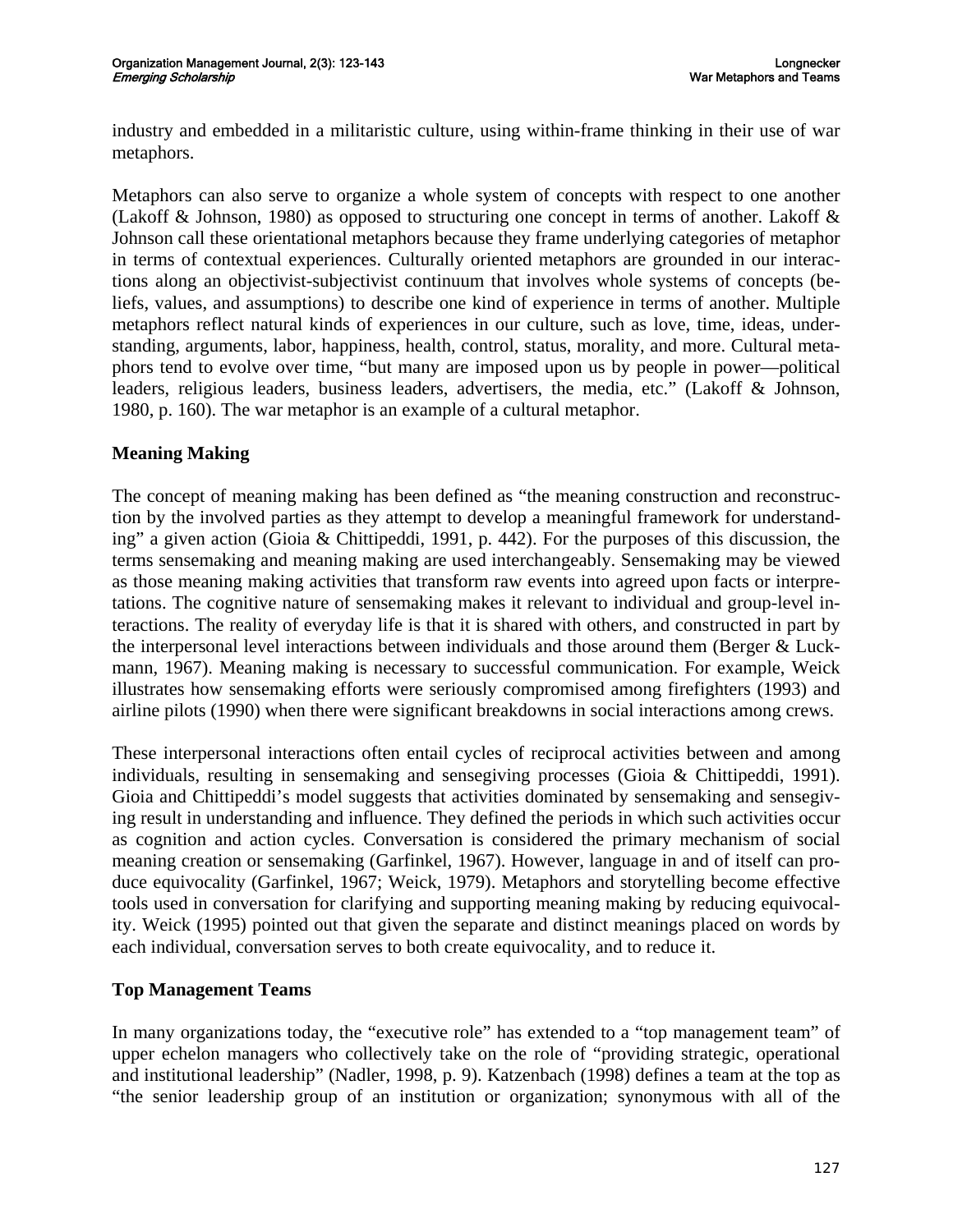industry and embedded in a militaristic culture, using within-frame thinking in their use of war metaphors.

Metaphors can also serve to organize a whole system of concepts with respect to one another (Lakoff & Johnson, 1980) as opposed to structuring one concept in terms of another. Lakoff & Johnson call these orientational metaphors because they frame underlying categories of metaphor in terms of contextual experiences. Culturally oriented metaphors are grounded in our interactions along an objectivist-subjectivist continuum that involves whole systems of concepts (beliefs, values, and assumptions) to describe one kind of experience in terms of another. Multiple metaphors reflect natural kinds of experiences in our culture, such as love, time, ideas, understanding, arguments, labor, happiness, health, control, status, morality, and more. Cultural metaphors tend to evolve over time, "but many are imposed upon us by people in power—political leaders, religious leaders, business leaders, advertisers, the media, etc." (Lakoff & Johnson, 1980, p. 160). The war metaphor is an example of a cultural metaphor.

### Meaning Making

The concept of meaning making has been defined as "the meaning construction and reconstruction by the involved parties as they attempt to develop a meaningful framework for understanding" a given action (Gioia & Chittipeddi, 1991, p. 442). For the purposes of this discussion, the terms sensemaking and meaning making are used interchangeably. Sensemaking may be viewed as those meaning making activities that transform raw events into agreed upon facts or interpretations. The cognitive nature of sensemaking makes it relevant to individual and group-level interactions. The reality of everyday life is that it is shared with others, and constructed in part by the interpersonal level interactions between individuals and those around them (Berger & Luckmann, 1967). Meaning making is necessary to successful communication. For example, Weick illustrates how sensemaking efforts were seriously compromised among firefighters (1993) and airline pilots (1990) when there were significant breakdowns in social interactions among crews.

These interpersonal interactions often entail cycles of reciprocal activities between and among individuals, resulting in sensemaking and sensegiving processes (Gioia & Chittipeddi, 1991). Gioia and Chittipeddi's model suggests that activities dominated by sensemaking and sensegiving result in understanding and influence. They defined the periods in which such activities occur as cognition and action cycles. Conversation is considered the primary mechanism of social meaning creation or sensemaking (Garfinkel, 1967). However, language in and of itself can produce equivocality (Garfinkel, 1967; Weick, 1979). Metaphors and storytelling become effective tools used in conversation for clarifying and supporting meaning making by reducing equivocality. Weick (1995) pointed out that given the separate and distinct meanings placed on words by each individual, conversation serves to both create equivocality, and to reduce it.

### Top Management Teams

In many organizations today, the "executive role" has extended to a "top management team" of upper echelon managers who collectively take on the role of "providing strategic, operational and institutional leadership" (Nadler, 1998, p. 9). Katzenbach (1998) defines a team at the top as "the senior leadership group of an institution or organization; synonymous with all of the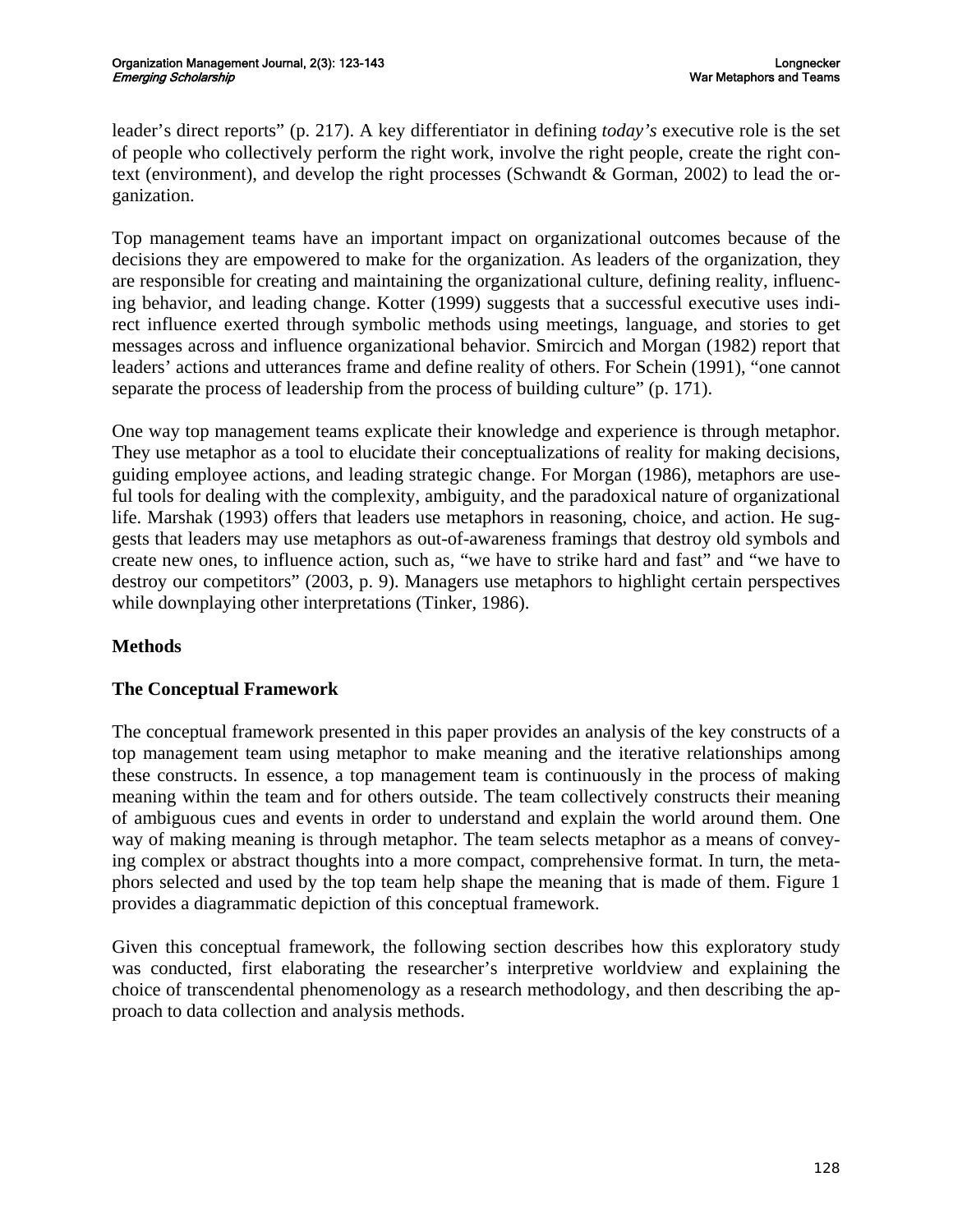leader's direct reports" (p. 217). A key differentiator in defining *today's* executive role is the set of people who collectively perform the right work, involve the right people, create the right context (environment), and develop the right processes (Schwandt & Gorman, 2002) to lead the organization.

Top management teams have an important impact on organizational outcomes because of the decisions they are empowered to make for the organization. As leaders of the organization, they are responsible for creating and maintaining the organizational culture, defining reality, influencing behavior, and leading change. Kotter (1999) suggests that a successful executive uses indirect influence exerted through symbolic methods using meetings, language, and stories to get messages across and influence organizational behavior. Smircich and Morgan (1982) report that leaders' actions and utterances frame and define reality of others. For Schein (1991), "one cannot separate the process of leadership from the process of building culture" (p. 171).

One way top management teams explicate their knowledge and experience is through metaphor. They use metaphor as a tool to elucidate their conceptualizations of reality for making decisions, guiding employee actions, and leading strategic change. For Morgan (1986), metaphors are useful tools for dealing with the complexity, ambiguity, and the paradoxical nature of organizational life. Marshak (1993) offers that leaders use metaphors in reasoning, choice, and action. He suggests that leaders may use metaphors as out-of-awareness framings that destroy old symbols and create new ones, to influence action, such as, "we have to strike hard and fast" and "we have to destroy our competitors" (2003, p. 9). Managers use metaphors to highlight certain perspectives while downplaying other interpretations (Tinker, 1986).

## Methods

### The Conceptual Framework

The conceptual framework presented in this paper provides an analysis of the key constructs of a top management team using metaphor to make meaning and the iterative relationships among these constructs. In essence, a top management team is continuously in the process of making meaning within the team and for others outside. The team collectively constructs their meaning of ambiguous cues and events in order to understand and explain the world around them. One way of making meaning is through metaphor. The team selects metaphor as a means of conveying complex or abstract thoughts into a more compact, comprehensive format. In turn, the metaphors selected and used by the top team help shape the meaning that is made of them. Figure 1 provides a diagrammatic depiction of this conceptual framework.

Given this conceptual framework, the following section describes how this exploratory study was conducted, first elaborating the researcher's interpretive worldview and explaining the choice of transcendental phenomenology as a research methodology, and then describing the approach to data collection and analysis methods.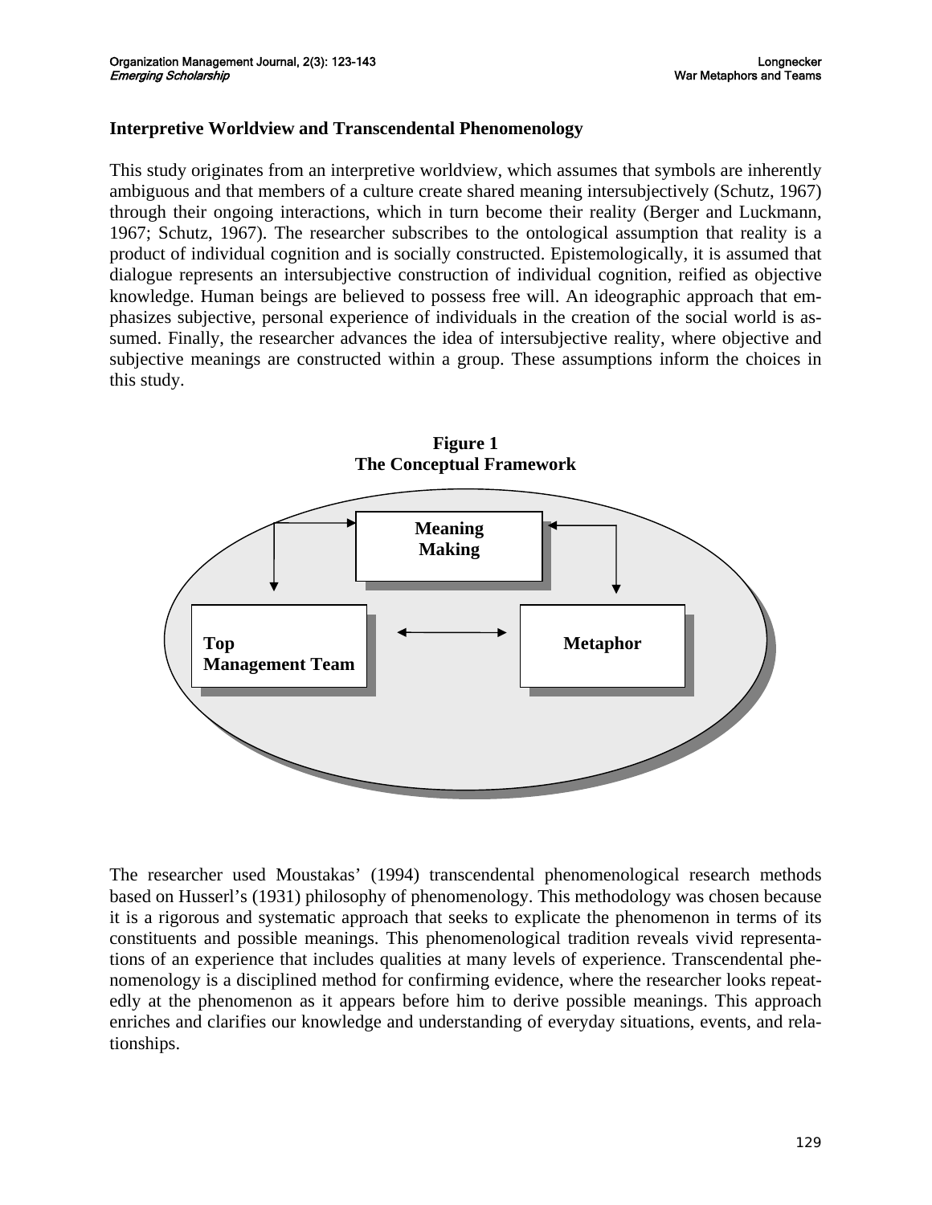### Interpretive Worldview and Transcendental Phenomenology

This study originates from an interpretive worldview, which assumes that symbols are inherently ambiguous and that members of a culture create shared meaning intersubjectively (Schutz, 1967) through their ongoing interactions, which in turn become their reality (Berger and Luckmann, 1967; Schutz, 1967). The researcher subscribes to the ontological assumption that reality is a product of individual cognition and is socially constructed. Epistemologically, it is assumed that dialogue represents an intersubjective construction of individual cognition, reified as objective knowledge. Human beings are believed to possess free will. An ideographic approach that emphasizes subjective, personal experience of individuals in the creation of the social world is assumed. Finally, the researcher advances the idea of intersubjective reality, where objective and subjective meanings are constructed within a group. These assumptions inform the choices in this study.

**Figure 1**
**The Conceptual Framework**

**Meaning Making**

**Top Management Team**

**Metaphor**

The researcher used Moustakas' (1994) transcendental phenomenological research methods based on Husserl's (1931) philosophy of phenomenology. This methodology was chosen because it is a rigorous and systematic approach that seeks to explicate the phenomenon in terms of its constituents and possible meanings. This phenomenological tradition reveals vivid representations of an experience that includes qualities at many levels of experience. Transcendental phenomenology is a disciplined method for confirming evidence, where the researcher looks repeatedly at the phenomenon as it appears before him to derive possible meanings. This approach enriches and clarifies our knowledge and understanding of everyday situations, events, and relationships.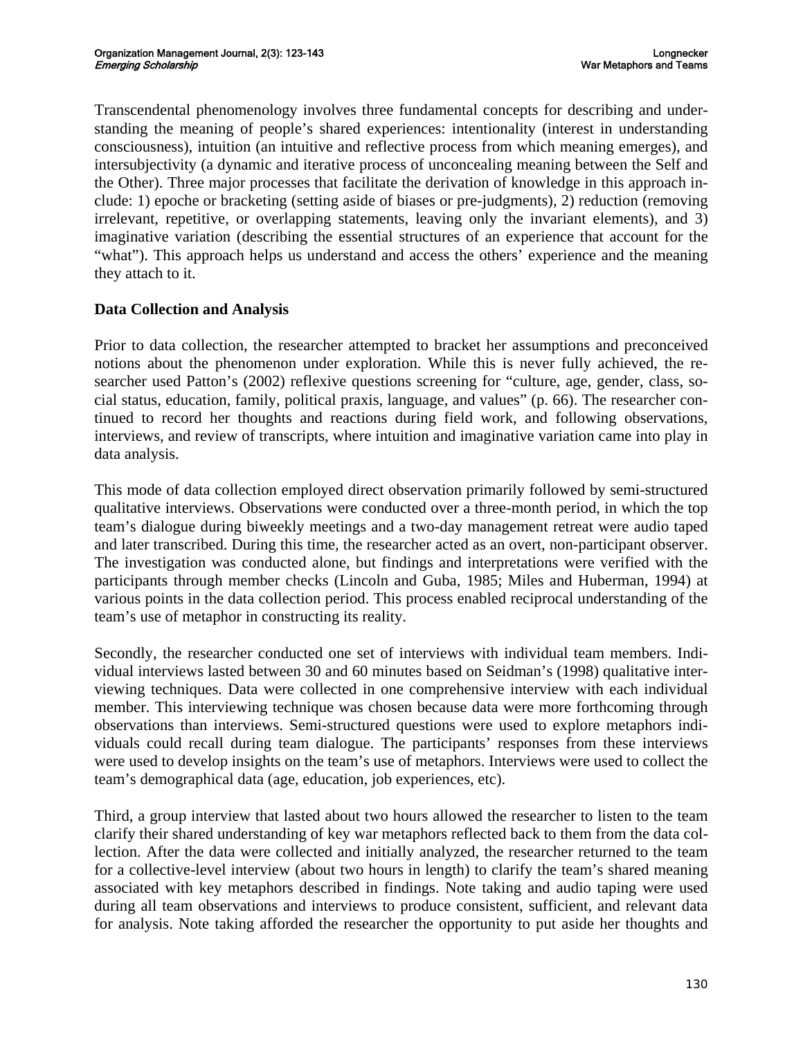Transcendental phenomenology involves three fundamental concepts for describing and understanding the meaning of people's shared experiences: intentionality (interest in understanding consciousness), intuition (an intuitive and reflective process from which meaning emerges), and intersubjectivity (a dynamic and iterative process of unconcealing meaning between the Self and the Other). Three major processes that facilitate the derivation of knowledge in this approach include: 1) epoche or bracketing (setting aside of biases or pre-judgments), 2) reduction (removing irrelevant, repetitive, or overlapping statements, leaving only the invariant elements), and 3) imaginative variation (describing the essential structures of an experience that account for the "what"). This approach helps us understand and access the others' experience and the meaning they attach to it.

**Data Collection and Analysis**

Prior to data collection, the researcher attempted to bracket her assumptions and preconceived notions about the phenomenon under exploration. While this is never fully achieved, the researcher used Patton's (2002) reflexive questions screening for "culture, age, gender, class, social status, education, family, political praxis, language, and values" (p. 66). The researcher continued to record her thoughts and reactions during field work, and following observations, interviews, and review of transcripts, where intuition and imaginative variation came into play in data analysis.

This mode of data collection employed direct observation primarily followed by semi-structured qualitative interviews. Observations were conducted over a three-month period, in which the top team's dialogue during biweekly meetings and a two-day management retreat were audio taped and later transcribed. During this time, the researcher acted as an overt, non-participant observer. The investigation was conducted alone, but findings and interpretations were verified with the participants through member checks (Lincoln and Guba, 1985; Miles and Huberman, 1994) at various points in the data collection period. This process enabled reciprocal understanding of the team's use of metaphor in constructing its reality.

Secondly, the researcher conducted one set of interviews with individual team members. Individual interviews lasted between 30 and 60 minutes based on Seidman's (1998) qualitative interviewing techniques. Data were collected in one comprehensive interview with each individual member. This interviewing technique was chosen because data were more forthcoming through observations than interviews. Semi-structured questions were used to explore metaphors individuals could recall during team dialogue. The participants' responses from these interviews were used to develop insights on the team's use of metaphors. Interviews were used to collect the team's demographical data (age, education, job experiences, etc).

Third, a group interview that lasted about two hours allowed the researcher to listen to the team clarify their shared understanding of key war metaphors reflected back to them from the data collection. After the data were collected and initially analyzed, the researcher returned to the team for a collective-level interview (about two hours in length) to clarify the team's shared meaning associated with key metaphors described in findings. Note taking and audio taping were used during all team observations and interviews to produce consistent, sufficient, and relevant data for analysis. Note taking afforded the researcher the opportunity to put aside her thoughts and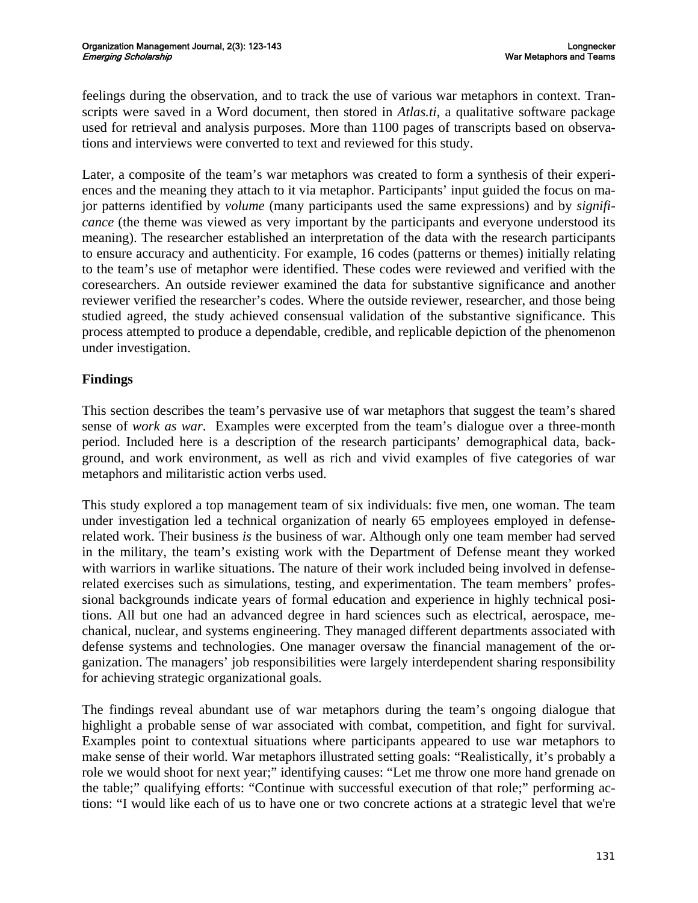feelings during the observation, and to track the use of various war metaphors in context. Transcripts were saved in a Word document, then stored in *Atlas.ti,* a qualitative software package used for retrieval and analysis purposes. More than 1100 pages of transcripts based on observations and interviews were converted to text and reviewed for this study.

Later, a composite of the team's war metaphors was created to form a synthesis of their experiences and the meaning they attach to it via metaphor. Participants' input guided the focus on major patterns identified by *volume* (many participants used the same expressions) and by *significance* (the theme was viewed as very important by the participants and everyone understood its meaning). The researcher established an interpretation of the data with the research participants to ensure accuracy and authenticity. For example, 16 codes (patterns or themes) initially relating to the team's use of metaphor were identified. These codes were reviewed and verified with the coresearchers. An outside reviewer examined the data for substantive significance and another reviewer verified the researcher's codes. Where the outside reviewer, researcher, and those being studied agreed, the study achieved consensual validation of the substantive significance. This process attempted to produce a dependable, credible, and replicable depiction of the phenomenon under investigation.

## Findings

This section describes the team's pervasive use of war metaphors that suggest the team's shared sense of *work as war*. Examples were excerpted from the team's dialogue over a three-month period. Included here is a description of the research participants' demographical data, background, and work environment, as well as rich and vivid examples of five categories of war metaphors and militaristic action verbs used.

This study explored a top management team of six individuals: five men, one woman. The team under investigation led a technical organization of nearly 65 employees employed in defense-related work. Their business *is* the business of war. Although only one team member had served in the military, the team's existing work with the Department of Defense meant they worked with warriors in warlike situations. The nature of their work included being involved in defense-related exercises such as simulations, testing, and experimentation. The team members' professional backgrounds indicate years of formal education and experience in highly technical positions. All but one had an advanced degree in hard sciences such as electrical, aerospace, mechanical, nuclear, and systems engineering. They managed different departments associated with defense systems and technologies. One manager oversaw the financial management of the organization. The managers' job responsibilities were largely interdependent sharing responsibility for achieving strategic organizational goals.

The findings reveal abundant use of war metaphors during the team's ongoing dialogue that highlight a probable sense of war associated with combat, competition, and fight for survival. Examples point to contextual situations where participants appeared to use war metaphors to make sense of their world. War metaphors illustrated setting goals: "Realistically, it's probably a role we would shoot for next year;" identifying causes: "Let me throw one more hand grenade on the table;" qualifying efforts: "Continue with successful execution of that role;" performing actions: "I would like each of us to have one or two concrete actions at a strategic level that we're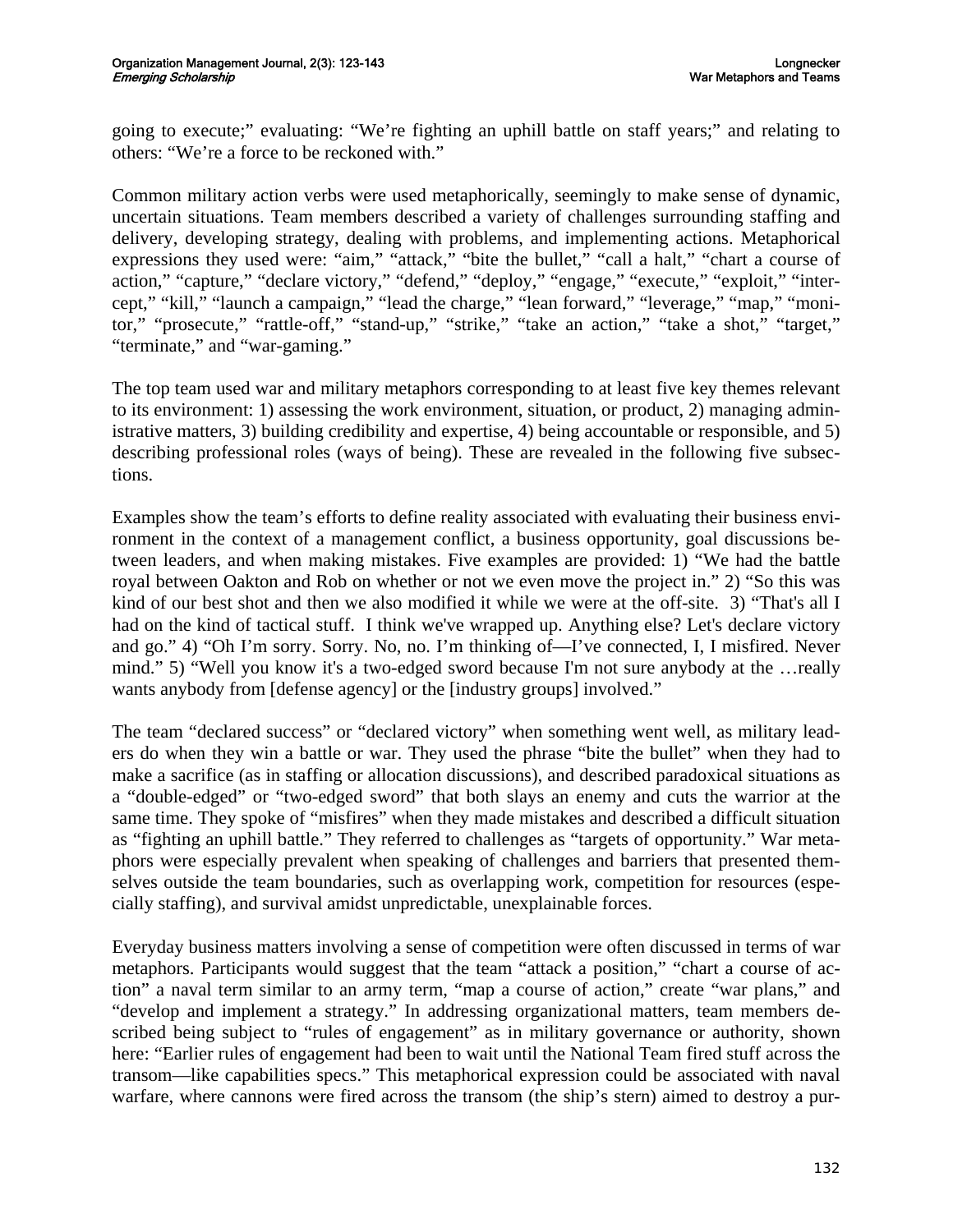going to execute;" evaluating: "We're fighting an uphill battle on staff years;" and relating to others: "We're a force to be reckoned with."

Common military action verbs were used metaphorically, seemingly to make sense of dynamic, uncertain situations. Team members described a variety of challenges surrounding staffing and delivery, developing strategy, dealing with problems, and implementing actions. Metaphorical expressions they used were: "aim," "attack," "bite the bullet," "call a halt," "chart a course of action," "capture," "declare victory," "defend," "deploy," "engage," "execute," "exploit," "intercept," "kill," "launch a campaign," "lead the charge," "lean forward," "leverage," "map," "monitor," "prosecute," "rattle-off," "stand-up," "strike," "take an action," "take a shot," "target," "terminate," and "war-gaming."

The top team used war and military metaphors corresponding to at least five key themes relevant to its environment: 1) assessing the work environment, situation, or product, 2) managing administrative matters, 3) building credibility and expertise, 4) being accountable or responsible, and 5) describing professional roles (ways of being). These are revealed in the following five subsections.

Examples show the team's efforts to define reality associated with evaluating their business environment in the context of a management conflict, a business opportunity, goal discussions between leaders, and when making mistakes. Five examples are provided: 1) "We had the battle royal between Oakton and Rob on whether or not we even move the project in." 2) "So this was kind of our best shot and then we also modified it while we were at the off-site. 3) "That's all I had on the kind of tactical stuff. I think we've wrapped up. Anything else? Let's declare victory and go." 4) "Oh I'm sorry. Sorry. No, no. I'm thinking of—I've connected, I, I misfired. Never mind." 5) "Well you know it's a two-edged sword because I'm not sure anybody at the …really wants anybody from [defense agency] or the [industry groups] involved."

The team "declared success" or "declared victory" when something went well, as military leaders do when they win a battle or war. They used the phrase "bite the bullet" when they had to make a sacrifice (as in staffing or allocation discussions), and described paradoxical situations as a "double-edged" or "two-edged sword" that both slays an enemy and cuts the warrior at the same time. They spoke of "misfires" when they made mistakes and described a difficult situation as "fighting an uphill battle." They referred to challenges as "targets of opportunity." War metaphors were especially prevalent when speaking of challenges and barriers that presented themselves outside the team boundaries, such as overlapping work, competition for resources (especially staffing), and survival amidst unpredictable, unexplainable forces.

Everyday business matters involving a sense of competition were often discussed in terms of war metaphors. Participants would suggest that the team "attack a position," "chart a course of action" a naval term similar to an army term, "map a course of action," create "war plans," and "develop and implement a strategy." In addressing organizational matters, team members described being subject to "rules of engagement" as in military governance or authority, shown here: "Earlier rules of engagement had been to wait until the National Team fired stuff across the transom—like capabilities specs." This metaphorical expression could be associated with naval warfare, where cannons were fired across the transom (the ship's stern) aimed to destroy a pur-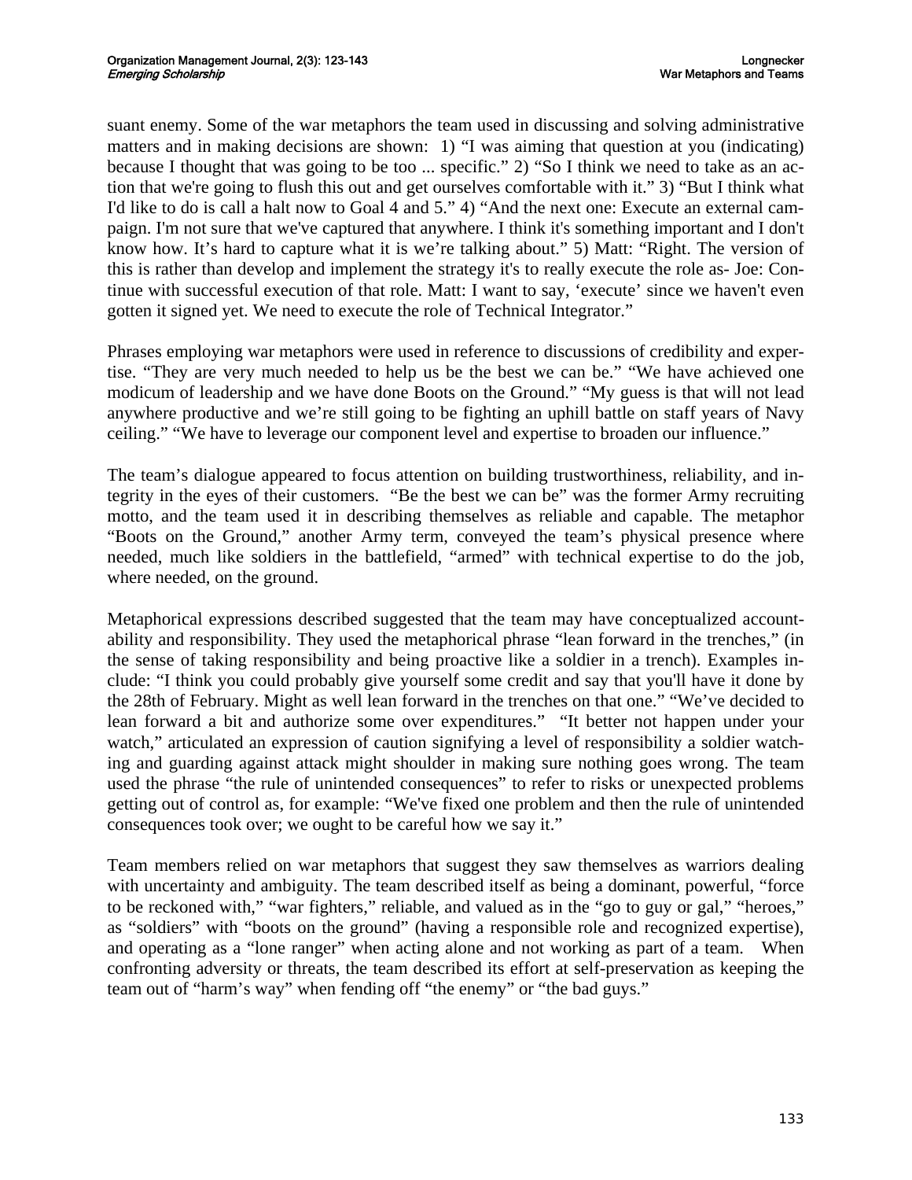suant enemy. Some of the war metaphors the team used in discussing and solving administrative matters and in making decisions are shown: 1) "I was aiming that question at you (indicating) because I thought that was going to be too ... specific." 2) "So I think we need to take as an action that we're going to flush this out and get ourselves comfortable with it." 3) "But I think what I'd like to do is call a halt now to Goal 4 and 5." 4) "And the next one: Execute an external campaign. I'm not sure that we've captured that anywhere. I think it's something important and I don't know how. It's hard to capture what it is we're talking about." 5) Matt: "Right. The version of this is rather than develop and implement the strategy it's to really execute the role as- Joe: Continue with successful execution of that role. Matt: I want to say, 'execute' since we haven't even gotten it signed yet. We need to execute the role of Technical Integrator."

Phrases employing war metaphors were used in reference to discussions of credibility and expertise. "They are very much needed to help us be the best we can be." "We have achieved one modicum of leadership and we have done Boots on the Ground." "My guess is that will not lead anywhere productive and we're still going to be fighting an uphill battle on staff years of Navy ceiling." "We have to leverage our component level and expertise to broaden our influence."

The team's dialogue appeared to focus attention on building trustworthiness, reliability, and integrity in the eyes of their customers. "Be the best we can be" was the former Army recruiting motto, and the team used it in describing themselves as reliable and capable. The metaphor "Boots on the Ground," another Army term, conveyed the team's physical presence where needed, much like soldiers in the battlefield, "armed" with technical expertise to do the job, where needed, on the ground.

Metaphorical expressions described suggested that the team may have conceptualized accountability and responsibility. They used the metaphorical phrase "lean forward in the trenches," (in the sense of taking responsibility and being proactive like a soldier in a trench). Examples include: "I think you could probably give yourself some credit and say that you'll have it done by the 28th of February. Might as well lean forward in the trenches on that one." "We've decided to lean forward a bit and authorize some over expenditures." "It better not happen under your watch," articulated an expression of caution signifying a level of responsibility a soldier watching and guarding against attack might shoulder in making sure nothing goes wrong. The team used the phrase "the rule of unintended consequences" to refer to risks or unexpected problems getting out of control as, for example: "We've fixed one problem and then the rule of unintended consequences took over; we ought to be careful how we say it."

Team members relied on war metaphors that suggest they saw themselves as warriors dealing with uncertainty and ambiguity. The team described itself as being a dominant, powerful, "force to be reckoned with," "war fighters," reliable, and valued as in the "go to guy or gal," "heroes," as "soldiers" with "boots on the ground" (having a responsible role and recognized expertise), and operating as a "lone ranger" when acting alone and not working as part of a team. When confronting adversity or threats, the team described its effort at self-preservation as keeping the team out of "harm's way" when fending off "the enemy" or "the bad guys."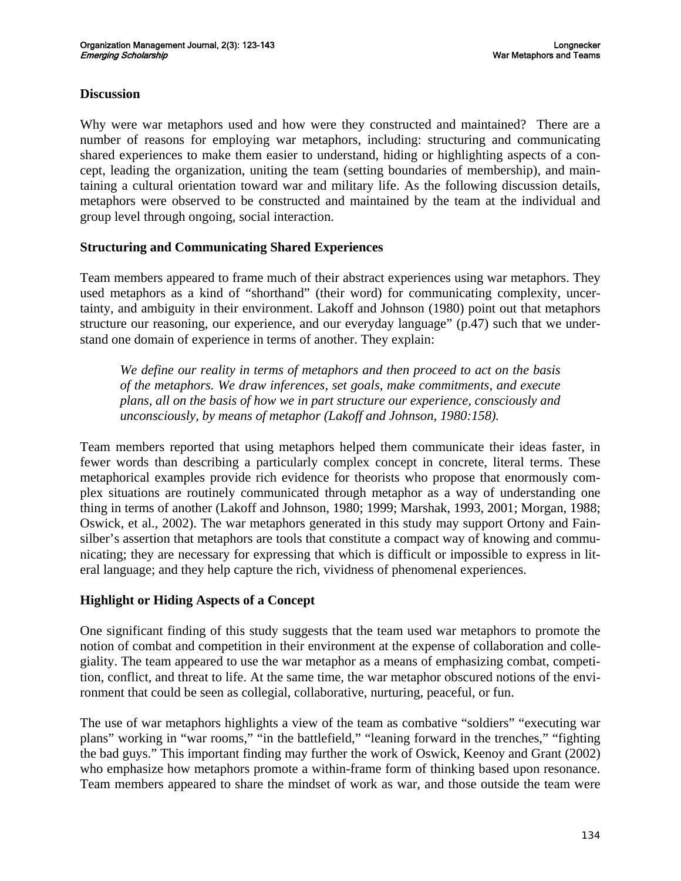## Discussion

Why were war metaphors used and how were they constructed and maintained? There are a number of reasons for employing war metaphors, including: structuring and communicating shared experiences to make them easier to understand, hiding or highlighting aspects of a concept, leading the organization, uniting the team (setting boundaries of membership), and maintaining a cultural orientation toward war and military life. As the following discussion details, metaphors were observed to be constructed and maintained by the team at the individual and group level through ongoing, social interaction.

### Structuring and Communicating Shared Experiences

Team members appeared to frame much of their abstract experiences using war metaphors. They used metaphors as a kind of "shorthand" (their word) for communicating complexity, uncertainty, and ambiguity in their environment. Lakoff and Johnson (1980) point out that metaphors structure our reasoning, our experience, and our everyday language" (p.47) such that we understand one domain of experience in terms of another. They explain:

> *We define our reality in terms of metaphors and then proceed to act on the basis of the metaphors. We draw inferences, set goals, make commitments, and execute plans, all on the basis of how we in part structure our experience, consciously and unconsciously, by means of metaphor (Lakoff and Johnson, 1980:158).*

Team members reported that using metaphors helped them communicate their ideas faster, in fewer words than describing a particularly complex concept in concrete, literal terms. These metaphorical examples provide rich evidence for theorists who propose that enormously complex situations are routinely communicated through metaphor as a way of understanding one thing in terms of another (Lakoff and Johnson, 1980; 1999; Marshak, 1993, 2001; Morgan, 1988; Oswick, et al., 2002). The war metaphors generated in this study may support Ortony and Fainsilber's assertion that metaphors are tools that constitute a compact way of knowing and communicating; they are necessary for expressing that which is difficult or impossible to express in literal language; and they help capture the rich, vividness of phenomenal experiences.

### Highlight or Hiding Aspects of a Concept

One significant finding of this study suggests that the team used war metaphors to promote the notion of combat and competition in their environment at the expense of collaboration and collegiality. The team appeared to use the war metaphor as a means of emphasizing combat, competition, conflict, and threat to life. At the same time, the war metaphor obscured notions of the environment that could be seen as collegial, collaborative, nurturing, peaceful, or fun.

The use of war metaphors highlights a view of the team as combative "soldiers" "executing war plans" working in "war rooms," "in the battlefield," "leaning forward in the trenches," "fighting the bad guys." This important finding may further the work of Oswick, Keenoy and Grant (2002) who emphasize how metaphors promote a within-frame form of thinking based upon resonance. Team members appeared to share the mindset of work as war, and those outside the team were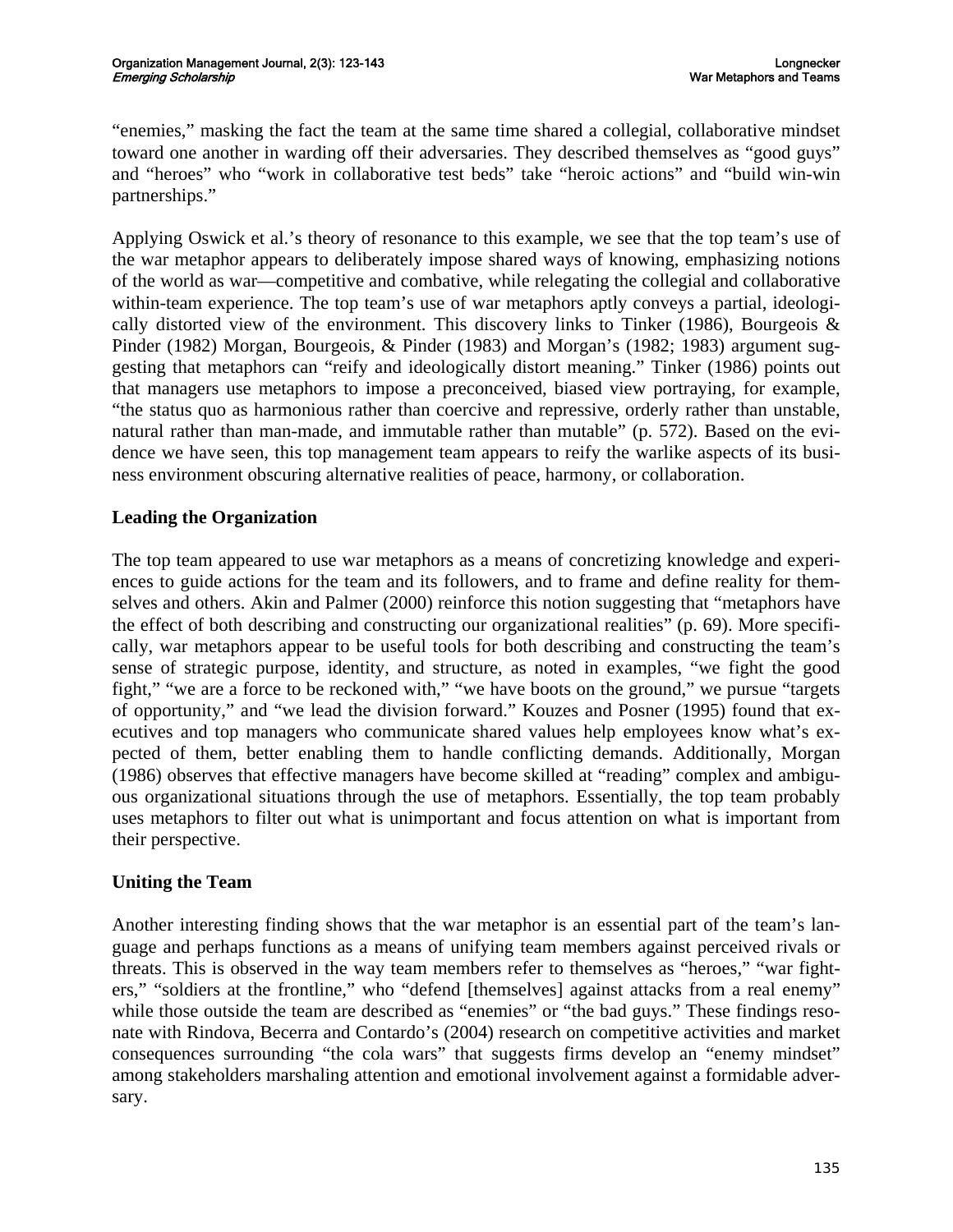"enemies," masking the fact the team at the same time shared a collegial, collaborative mindset toward one another in warding off their adversaries. They described themselves as "good guys" and "heroes" who "work in collaborative test beds" take "heroic actions" and "build win-win partnerships."

Applying Oswick et al.'s theory of resonance to this example, we see that the top team's use of the war metaphor appears to deliberately impose shared ways of knowing, emphasizing notions of the world as war—competitive and combative, while relegating the collegial and collaborative within-team experience. The top team's use of war metaphors aptly conveys a partial, ideologically distorted view of the environment. This discovery links to Tinker (1986), Bourgeois & Pinder (1982) Morgan, Bourgeois, & Pinder (1983) and Morgan's (1982; 1983) argument suggesting that metaphors can "reify and ideologically distort meaning." Tinker (1986) points out that managers use metaphors to impose a preconceived, biased view portraying, for example, "the status quo as harmonious rather than coercive and repressive, orderly rather than unstable, natural rather than man-made, and immutable rather than mutable" (p. 572). Based on the evidence we have seen, this top management team appears to reify the warlike aspects of its business environment obscuring alternative realities of peace, harmony, or collaboration.

**Leading the Organization**

The top team appeared to use war metaphors as a means of concretizing knowledge and experiences to guide actions for the team and its followers, and to frame and define reality for themselves and others. Akin and Palmer (2000) reinforce this notion suggesting that "metaphors have the effect of both describing and constructing our organizational realities" (p. 69). More specifically, war metaphors appear to be useful tools for both describing and constructing the team's sense of strategic purpose, identity, and structure, as noted in examples, "we fight the good fight," "we are a force to be reckoned with," "we have boots on the ground," we pursue "targets of opportunity," and "we lead the division forward." Kouzes and Posner (1995) found that executives and top managers who communicate shared values help employees know what's expected of them, better enabling them to handle conflicting demands. Additionally, Morgan (1986) observes that effective managers have become skilled at "reading" complex and ambiguous organizational situations through the use of metaphors. Essentially, the top team probably uses metaphors to filter out what is unimportant and focus attention on what is important from their perspective.

**Uniting the Team**

Another interesting finding shows that the war metaphor is an essential part of the team's language and perhaps functions as a means of unifying team members against perceived rivals or threats. This is observed in the way team members refer to themselves as "heroes," "war fighters," "soldiers at the frontline," who "defend [themselves] against attacks from a real enemy" while those outside the team are described as "enemies" or "the bad guys." These findings resonate with Rindova, Becerra and Contardo's (2004) research on competitive activities and market consequences surrounding "the cola wars" that suggests firms develop an "enemy mindset" among stakeholders marshaling attention and emotional involvement against a formidable adversary.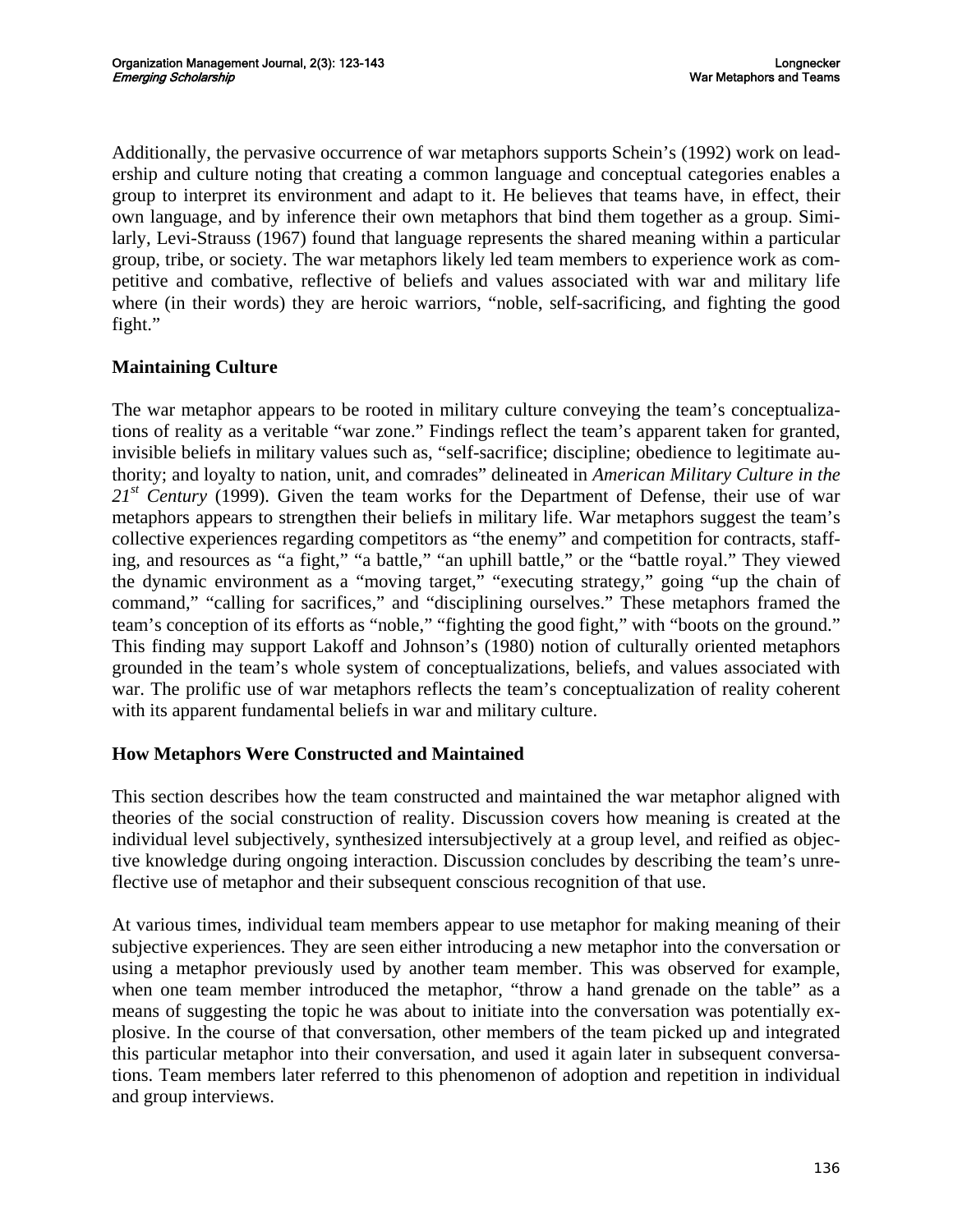Additionally, the pervasive occurrence of war metaphors supports Schein's (1992) work on leadership and culture noting that creating a common language and conceptual categories enables a group to interpret its environment and adapt to it. He believes that teams have, in effect, their own language, and by inference their own metaphors that bind them together as a group. Similarly, Levi-Strauss (1967) found that language represents the shared meaning within a particular group, tribe, or society. The war metaphors likely led team members to experience work as competitive and combative, reflective of beliefs and values associated with war and military life where (in their words) they are heroic warriors, "noble, self-sacrificing, and fighting the good fight."

### Maintaining Culture

The war metaphor appears to be rooted in military culture conveying the team's conceptualizations of reality as a veritable "war zone." Findings reflect the team's apparent taken for granted, invisible beliefs in military values such as, "self-sacrifice; discipline; obedience to legitimate authority; and loyalty to nation, unit, and comrades" delineated in *American Military Culture in the 21st Century* (1999). Given the team works for the Department of Defense, their use of war metaphors appears to strengthen their beliefs in military life. War metaphors suggest the team's collective experiences regarding competitors as "the enemy" and competition for contracts, staffing, and resources as "a fight," "a battle," "an uphill battle," or the "battle royal." They viewed the dynamic environment as a "moving target," "executing strategy," going "up the chain of command," "calling for sacrifices," and "disciplining ourselves." These metaphors framed the team's conception of its efforts as "noble," "fighting the good fight," with "boots on the ground." This finding may support Lakoff and Johnson's (1980) notion of culturally oriented metaphors grounded in the team's whole system of conceptualizations, beliefs, and values associated with war. The prolific use of war metaphors reflects the team's conceptualization of reality coherent with its apparent fundamental beliefs in war and military culture.

### How Metaphors Were Constructed and Maintained

This section describes how the team constructed and maintained the war metaphor aligned with theories of the social construction of reality. Discussion covers how meaning is created at the individual level subjectively, synthesized intersubjectively at a group level, and reified as objective knowledge during ongoing interaction. Discussion concludes by describing the team's unreflective use of metaphor and their subsequent conscious recognition of that use.

At various times, individual team members appear to use metaphor for making meaning of their subjective experiences. They are seen either introducing a new metaphor into the conversation or using a metaphor previously used by another team member. This was observed for example, when one team member introduced the metaphor, "throw a hand grenade on the table" as a means of suggesting the topic he was about to initiate into the conversation was potentially explosive. In the course of that conversation, other members of the team picked up and integrated this particular metaphor into their conversation, and used it again later in subsequent conversations. Team members later referred to this phenomenon of adoption and repetition in individual and group interviews.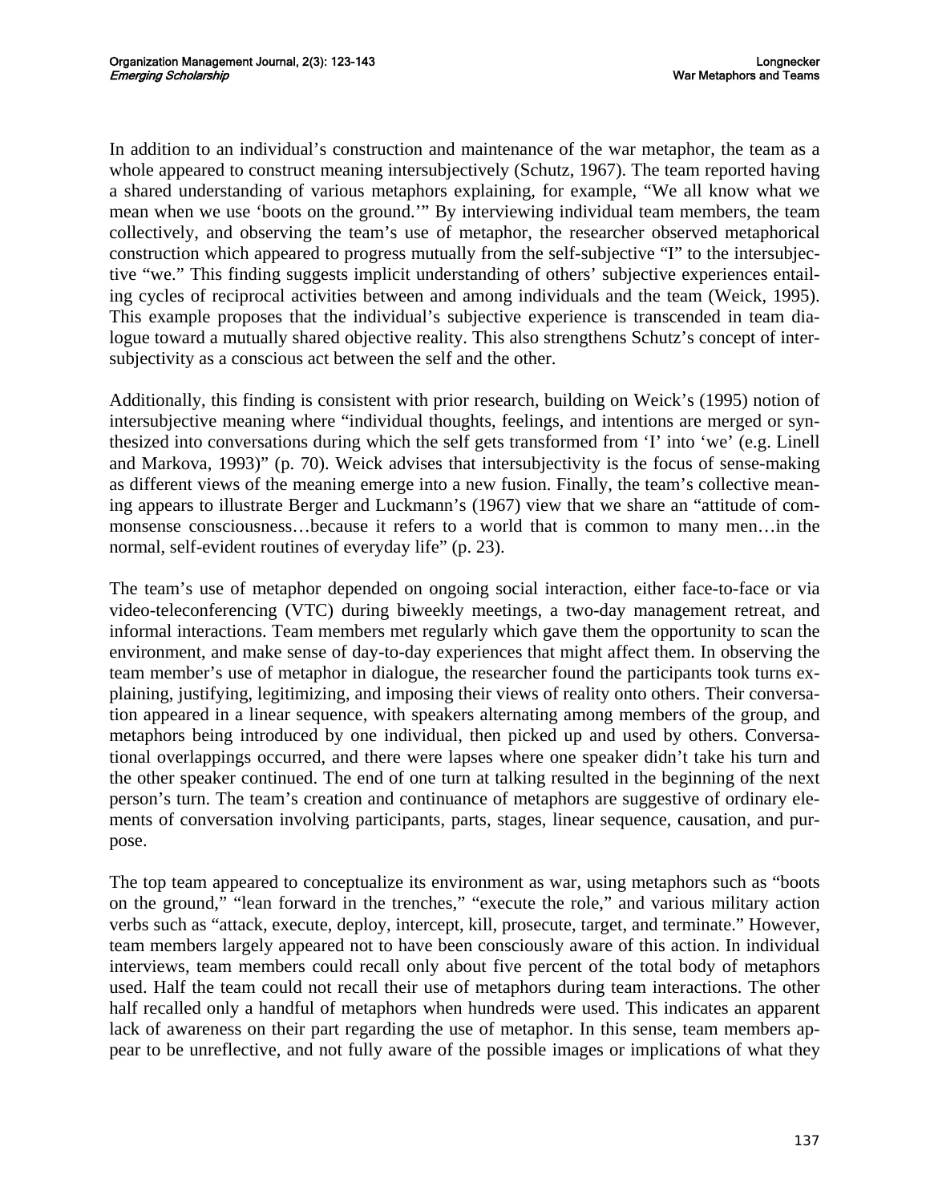In addition to an individual's construction and maintenance of the war metaphor, the team as a whole appeared to construct meaning intersubjectively (Schutz, 1967). The team reported having a shared understanding of various metaphors explaining, for example, "We all know what we mean when we use 'boots on the ground.'" By interviewing individual team members, the team collectively, and observing the team's use of metaphor, the researcher observed metaphorical construction which appeared to progress mutually from the self-subjective "I" to the intersubjective "we." This finding suggests implicit understanding of others' subjective experiences entailing cycles of reciprocal activities between and among individuals and the team (Weick, 1995). This example proposes that the individual's subjective experience is transcended in team dialogue toward a mutually shared objective reality. This also strengthens Schutz's concept of intersubjectivity as a conscious act between the self and the other.

Additionally, this finding is consistent with prior research, building on Weick's (1995) notion of intersubjective meaning where "individual thoughts, feelings, and intentions are merged or synthesized into conversations during which the self gets transformed from 'I' into 'we' (e.g. Linell and Markova, 1993)" (p. 70). Weick advises that intersubjectivity is the focus of sense-making as different views of the meaning emerge into a new fusion. Finally, the team's collective meaning appears to illustrate Berger and Luckmann's (1967) view that we share an "attitude of commonsense consciousness…because it refers to a world that is common to many men…in the normal, self-evident routines of everyday life" (p. 23).

The team's use of metaphor depended on ongoing social interaction, either face-to-face or via video-teleconferencing (VTC) during biweekly meetings, a two-day management retreat, and informal interactions. Team members met regularly which gave them the opportunity to scan the environment, and make sense of day-to-day experiences that might affect them. In observing the team member's use of metaphor in dialogue, the researcher found the participants took turns explaining, justifying, legitimizing, and imposing their views of reality onto others. Their conversation appeared in a linear sequence, with speakers alternating among members of the group, and metaphors being introduced by one individual, then picked up and used by others. Conversational overlappings occurred, and there were lapses where one speaker didn't take his turn and the other speaker continued. The end of one turn at talking resulted in the beginning of the next person's turn. The team's creation and continuance of metaphors are suggestive of ordinary elements of conversation involving participants, parts, stages, linear sequence, causation, and purpose.

The top team appeared to conceptualize its environment as war, using metaphors such as "boots on the ground," "lean forward in the trenches," "execute the role," and various military action verbs such as "attack, execute, deploy, intercept, kill, prosecute, target, and terminate." However, team members largely appeared not to have been consciously aware of this action. In individual interviews, team members could recall only about five percent of the total body of metaphors used. Half the team could not recall their use of metaphors during team interactions. The other half recalled only a handful of metaphors when hundreds were used. This indicates an apparent lack of awareness on their part regarding the use of metaphor. In this sense, team members appear to be unreflective, and not fully aware of the possible images or implications of what they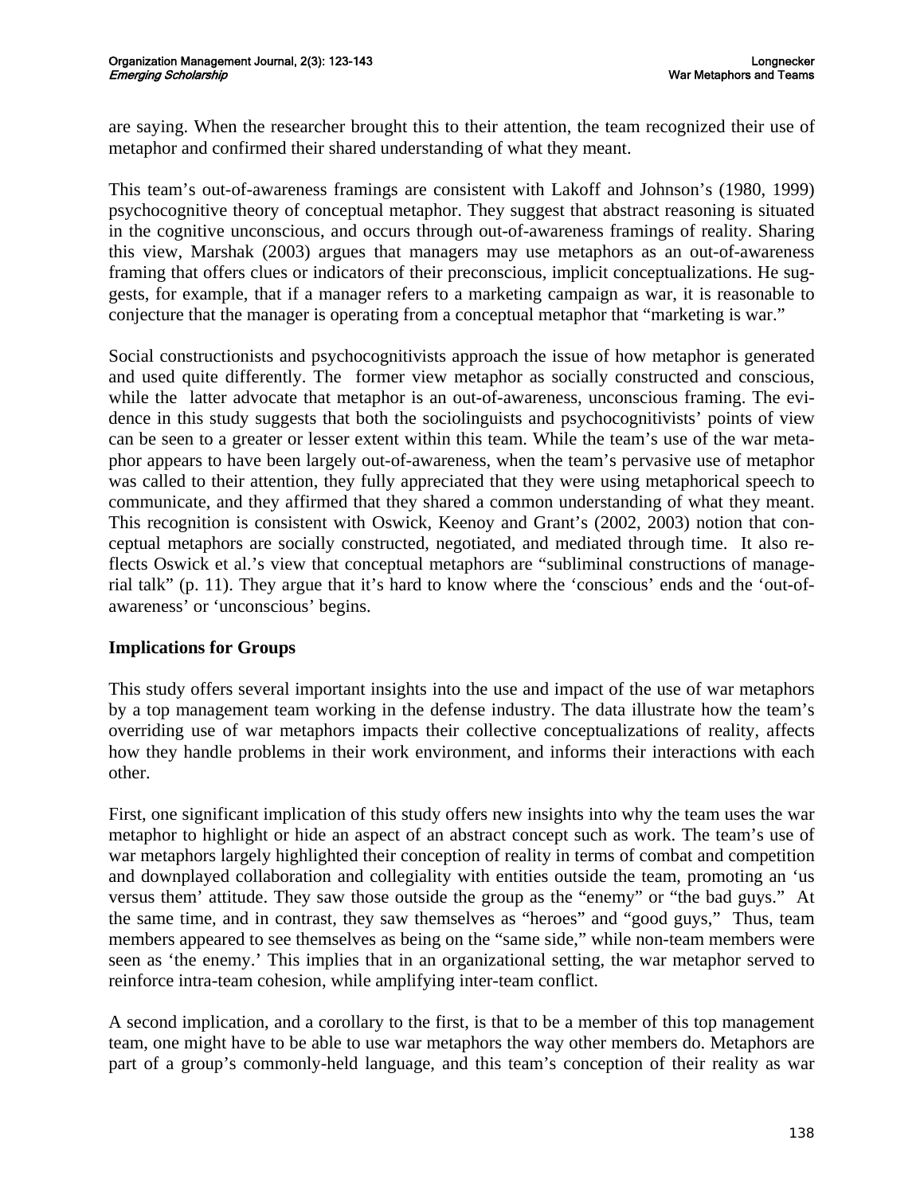are saying. When the researcher brought this to their attention, the team recognized their use of metaphor and confirmed their shared understanding of what they meant.

This team's out-of-awareness framings are consistent with Lakoff and Johnson's (1980, 1999) psychocognitive theory of conceptual metaphor. They suggest that abstract reasoning is situated in the cognitive unconscious, and occurs through out-of-awareness framings of reality. Sharing this view, Marshak (2003) argues that managers may use metaphors as an out-of-awareness framing that offers clues or indicators of their preconscious, implicit conceptualizations. He suggests, for example, that if a manager refers to a marketing campaign as war, it is reasonable to conjecture that the manager is operating from a conceptual metaphor that "marketing is war."

Social constructionists and psychocognitivists approach the issue of how metaphor is generated and used quite differently. The former view metaphor as socially constructed and conscious, while the latter advocate that metaphor is an out-of-awareness, unconscious framing. The evidence in this study suggests that both the sociolinguists and psychocognitivists' points of view can be seen to a greater or lesser extent within this team. While the team's use of the war metaphor appears to have been largely out-of-awareness, when the team's pervasive use of metaphor was called to their attention, they fully appreciated that they were using metaphorical speech to communicate, and they affirmed that they shared a common understanding of what they meant. This recognition is consistent with Oswick, Keenoy and Grant's (2002, 2003) notion that conceptual metaphors are socially constructed, negotiated, and mediated through time. It also reflects Oswick et al.'s view that conceptual metaphors are "subliminal constructions of managerial talk" (p. 11). They argue that it's hard to know where the 'conscious' ends and the 'out-of-awareness' or 'unconscious' begins.

## Implications for Groups

This study offers several important insights into the use and impact of the use of war metaphors by a top management team working in the defense industry. The data illustrate how the team's overriding use of war metaphors impacts their collective conceptualizations of reality, affects how they handle problems in their work environment, and informs their interactions with each other.

First, one significant implication of this study offers new insights into why the team uses the war metaphor to highlight or hide an aspect of an abstract concept such as work. The team's use of war metaphors largely highlighted their conception of reality in terms of combat and competition and downplayed collaboration and collegiality with entities outside the team, promoting an 'us versus them' attitude. They saw those outside the group as the "enemy" or "the bad guys." At the same time, and in contrast, they saw themselves as "heroes" and "good guys," Thus, team members appeared to see themselves as being on the "same side," while non-team members were seen as 'the enemy.' This implies that in an organizational setting, the war metaphor served to reinforce intra-team cohesion, while amplifying inter-team conflict.

A second implication, and a corollary to the first, is that to be a member of this top management team, one might have to be able to use war metaphors the way other members do. Metaphors are part of a group's commonly-held language, and this team's conception of their reality as war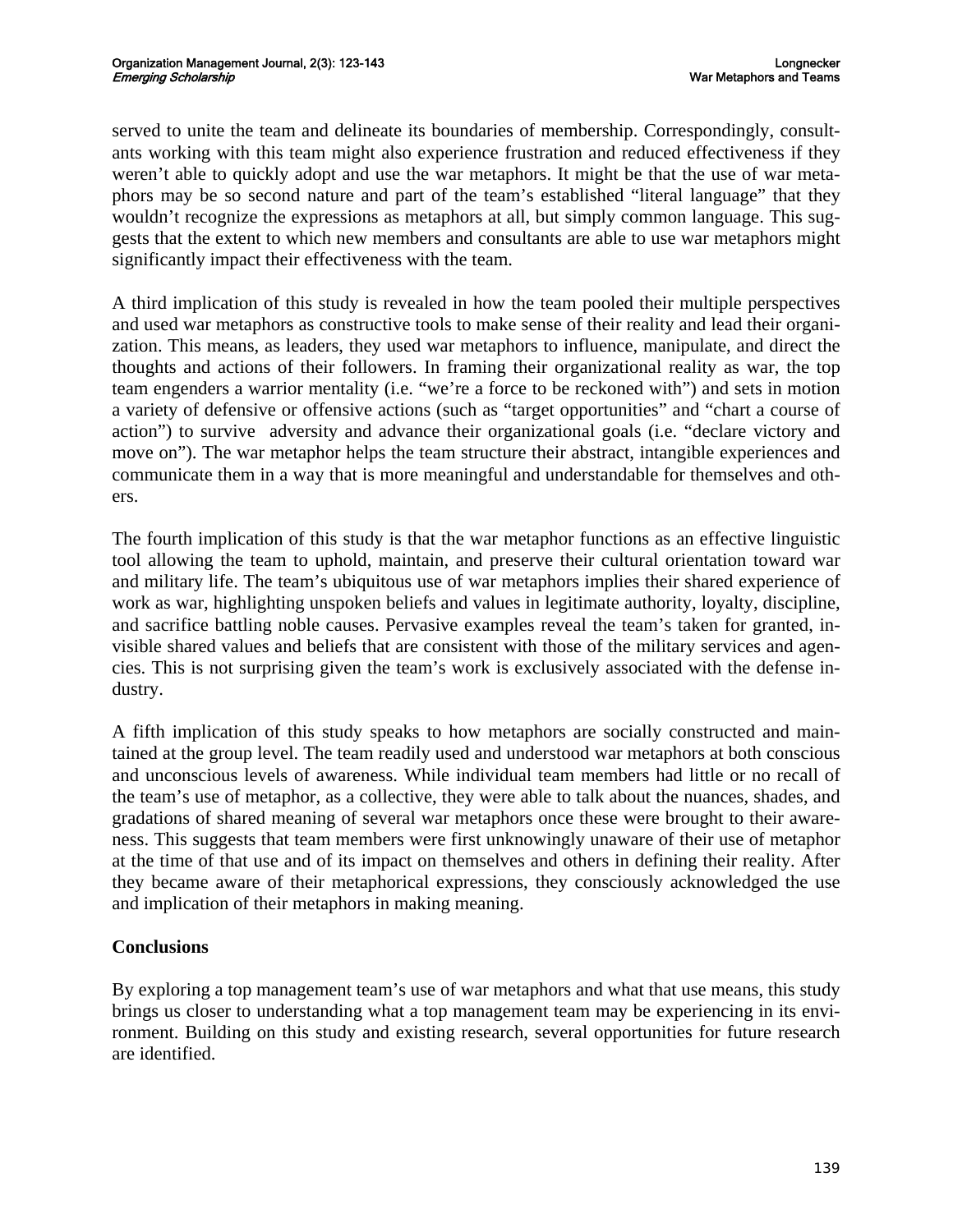served to unite the team and delineate its boundaries of membership. Correspondingly, consultants working with this team might also experience frustration and reduced effectiveness if they weren't able to quickly adopt and use the war metaphors. It might be that the use of war metaphors may be so second nature and part of the team's established "literal language" that they wouldn't recognize the expressions as metaphors at all, but simply common language. This suggests that the extent to which new members and consultants are able to use war metaphors might significantly impact their effectiveness with the team.

A third implication of this study is revealed in how the team pooled their multiple perspectives and used war metaphors as constructive tools to make sense of their reality and lead their organization. This means, as leaders, they used war metaphors to influence, manipulate, and direct the thoughts and actions of their followers. In framing their organizational reality as war, the top team engenders a warrior mentality (i.e. "we're a force to be reckoned with") and sets in motion a variety of defensive or offensive actions (such as "target opportunities" and "chart a course of action") to survive adversity and advance their organizational goals (i.e. "declare victory and move on"). The war metaphor helps the team structure their abstract, intangible experiences and communicate them in a way that is more meaningful and understandable for themselves and others.

The fourth implication of this study is that the war metaphor functions as an effective linguistic tool allowing the team to uphold, maintain, and preserve their cultural orientation toward war and military life. The team's ubiquitous use of war metaphors implies their shared experience of work as war, highlighting unspoken beliefs and values in legitimate authority, loyalty, discipline, and sacrifice battling noble causes. Pervasive examples reveal the team's taken for granted, invisible shared values and beliefs that are consistent with those of the military services and agencies. This is not surprising given the team's work is exclusively associated with the defense industry.

A fifth implication of this study speaks to how metaphors are socially constructed and maintained at the group level. The team readily used and understood war metaphors at both conscious and unconscious levels of awareness. While individual team members had little or no recall of the team's use of metaphor, as a collective, they were able to talk about the nuances, shades, and gradations of shared meaning of several war metaphors once these were brought to their awareness. This suggests that team members were first unknowingly unaware of their use of metaphor at the time of that use and of its impact on themselves and others in defining their reality. After they became aware of their metaphorical expressions, they consciously acknowledged the use and implication of their metaphors in making meaning.

## Conclusions

By exploring a top management team's use of war metaphors and what that use means, this study brings us closer to understanding what a top management team may be experiencing in its environment. Building on this study and existing research, several opportunities for future research are identified.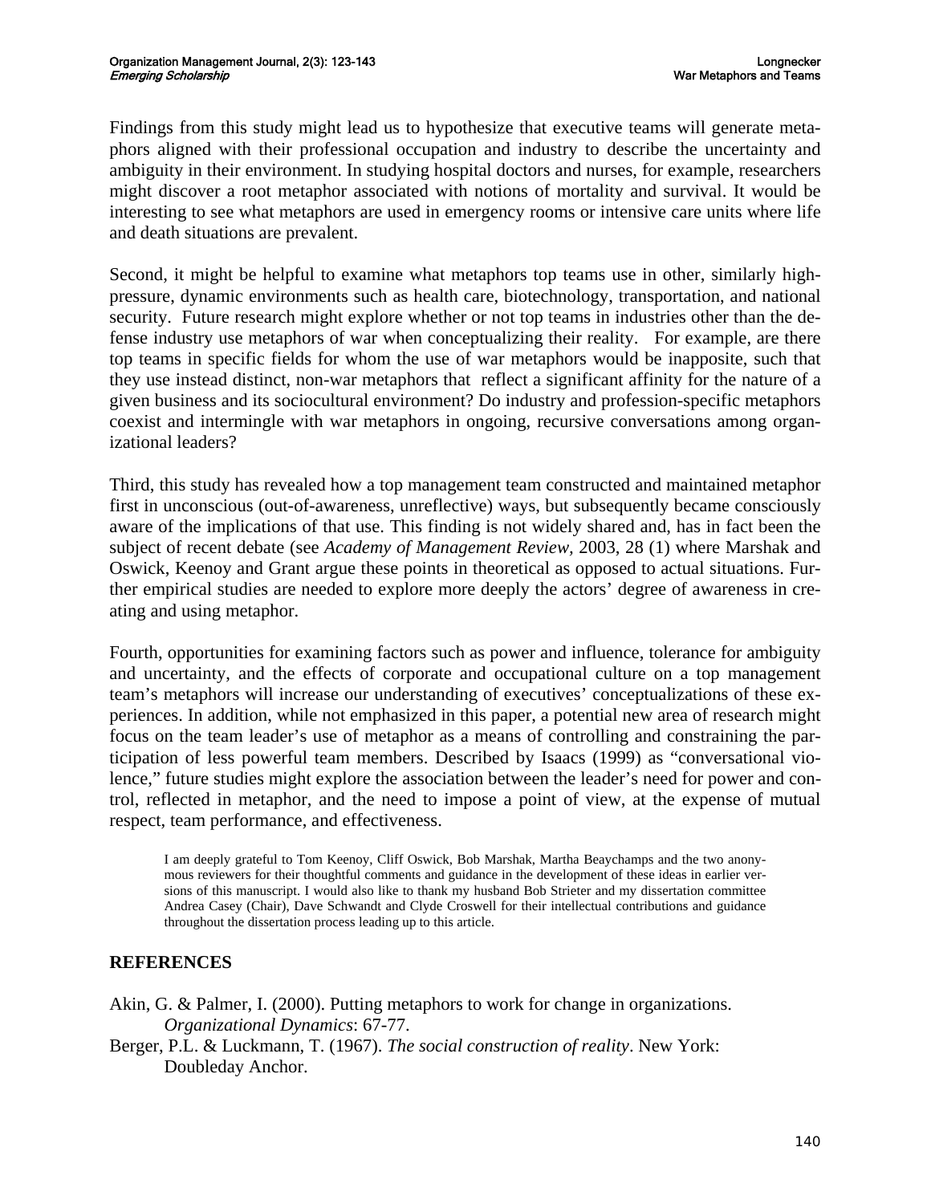Findings from this study might lead us to hypothesize that executive teams will generate metaphors aligned with their professional occupation and industry to describe the uncertainty and ambiguity in their environment. In studying hospital doctors and nurses, for example, researchers might discover a root metaphor associated with notions of mortality and survival. It would be interesting to see what metaphors are used in emergency rooms or intensive care units where life and death situations are prevalent.

Second, it might be helpful to examine what metaphors top teams use in other, similarly high-pressure, dynamic environments such as health care, biotechnology, transportation, and national security. Future research might explore whether or not top teams in industries other than the defense industry use metaphors of war when conceptualizing their reality. For example, are there top teams in specific fields for whom the use of war metaphors would be inapposite, such that they use instead distinct, non-war metaphors that reflect a significant affinity for the nature of a given business and its sociocultural environment? Do industry and profession-specific metaphors coexist and intermingle with war metaphors in ongoing, recursive conversations among organizational leaders?

Third, this study has revealed how a top management team constructed and maintained metaphor first in unconscious (out-of-awareness, unreflective) ways, but subsequently became consciously aware of the implications of that use. This finding is not widely shared and, has in fact been the subject of recent debate (see *Academy of Management Review*, 2003, 28 (1) where Marshak and Oswick, Keenoy and Grant argue these points in theoretical as opposed to actual situations. Further empirical studies are needed to explore more deeply the actors' degree of awareness in creating and using metaphor.

Fourth, opportunities for examining factors such as power and influence, tolerance for ambiguity and uncertainty, and the effects of corporate and occupational culture on a top management team's metaphors will increase our understanding of executives' conceptualizations of these experiences. In addition, while not emphasized in this paper, a potential new area of research might focus on the team leader's use of metaphor as a means of controlling and constraining the participation of less powerful team members. Described by Isaacs (1999) as "conversational violence," future studies might explore the association between the leader's need for power and control, reflected in metaphor, and the need to impose a point of view, at the expense of mutual respect, team performance, and effectiveness.

I am deeply grateful to Tom Keenoy, Cliff Oswick, Bob Marshak, Martha Beaychamps and the two anonymous reviewers for their thoughtful comments and guidance in the development of these ideas in earlier versions of this manuscript. I would also like to thank my husband Bob Strieter and my dissertation committee Andrea Casey (Chair), Dave Schwandt and Clyde Croswell for their intellectual contributions and guidance throughout the dissertation process leading up to this article.

## REFERENCES

Akin, G. & Palmer, I. (2000). Putting metaphors to work for change in organizations. *Organizational Dynamics*: 67-77.

Berger, P.L. & Luckmann, T. (1967). *The social construction of reality*. New York: Doubleday Anchor.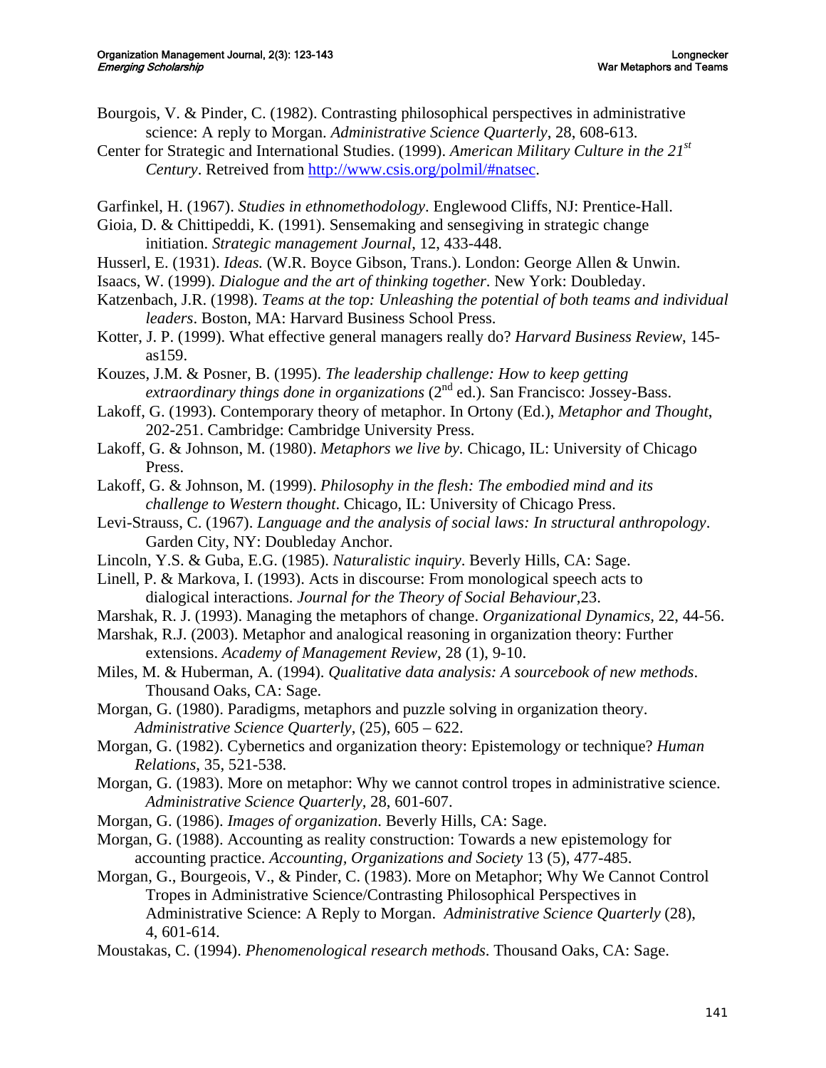Bourgois, V. & Pinder, C. (1982). Contrasting philosophical perspectives in administrative science: A reply to Morgan. *Administrative Science Quarterly*, 28, 608-613.

Center for Strategic and International Studies. (1999). *American Military Culture in the 21st Century*. Retreived from http://www.csis.org/polmil/#natsec.

Garfinkel, H. (1967). *Studies in ethnomethodology*. Englewood Cliffs, NJ: Prentice-Hall.

Gioia, D. & Chittipeddi, K. (1991). Sensemaking and sensegiving in strategic change initiation. *Strategic management Journal*, 12, 433-448.

Husserl, E. (1931). *Ideas.* (W.R. Boyce Gibson, Trans.). London: George Allen & Unwin.

Isaacs, W. (1999). *Dialogue and the art of thinking together*. New York: Doubleday.

Katzenbach, J.R. (1998). *Teams at the top: Unleashing the potential of both teams and individual leaders*. Boston, MA: Harvard Business School Press.

Kotter, J. P. (1999). What effective general managers really do? *Harvard Business Review*, 145-as159.

Kouzes, J.M. & Posner, B. (1995). *The leadership challenge: How to keep getting extraordinary things done in organizations* (2nd ed.). San Francisco: Jossey-Bass.

Lakoff, G. (1993). Contemporary theory of metaphor. In Ortony (Ed.), *Metaphor and Thought*, 202-251. Cambridge: Cambridge University Press.

Lakoff, G. & Johnson, M. (1980). *Metaphors we live by.* Chicago, IL: University of Chicago Press.

Lakoff, G. & Johnson, M. (1999). *Philosophy in the flesh: The embodied mind and its challenge to Western thought*. Chicago, IL: University of Chicago Press.

Levi-Strauss, C. (1967). *Language and the analysis of social laws: In structural anthropology*. Garden City, NY: Doubleday Anchor.

Lincoln, Y.S. & Guba, E.G. (1985). *Naturalistic inquiry*. Beverly Hills, CA: Sage.

Linell, P. & Markova, I. (1993). Acts in discourse: From monological speech acts to dialogical interactions. *Journal for the Theory of Social Behaviour*,23.

Marshak, R. J. (1993). Managing the metaphors of change. *Organizational Dynamics*, 22, 44-56.

Marshak, R.J. (2003). Metaphor and analogical reasoning in organization theory: Further extensions. *Academy of Management Review*, 28 (1), 9-10.

Miles, M. & Huberman, A. (1994). *Qualitative data analysis: A sourcebook of new methods*. Thousand Oaks, CA: Sage.

Morgan, G. (1980). Paradigms, metaphors and puzzle solving in organization theory. *Administrative Science Quarterly*, (25), 605 – 622.

Morgan, G. (1982). Cybernetics and organization theory: Epistemology or technique? *Human Relations*, 35, 521-538.

Morgan, G. (1983). More on metaphor: Why we cannot control tropes in administrative science. *Administrative Science Quarterly*, 28, 601-607.

Morgan, G. (1986). *Images of organization.* Beverly Hills, CA: Sage.

Morgan, G. (1988). Accounting as reality construction: Towards a new epistemology for accounting practice. *Accounting, Organizations and Society* 13 (5), 477-485.

Morgan, G., Bourgeois, V., & Pinder, C. (1983). More on Metaphor; Why We Cannot Control Tropes in Administrative Science/Contrasting Philosophical Perspectives in Administrative Science: A Reply to Morgan. *Administrative Science Quarterly* (28), 4, 601-614.

Moustakas, C. (1994). *Phenomenological research methods*. Thousand Oaks, CA: Sage.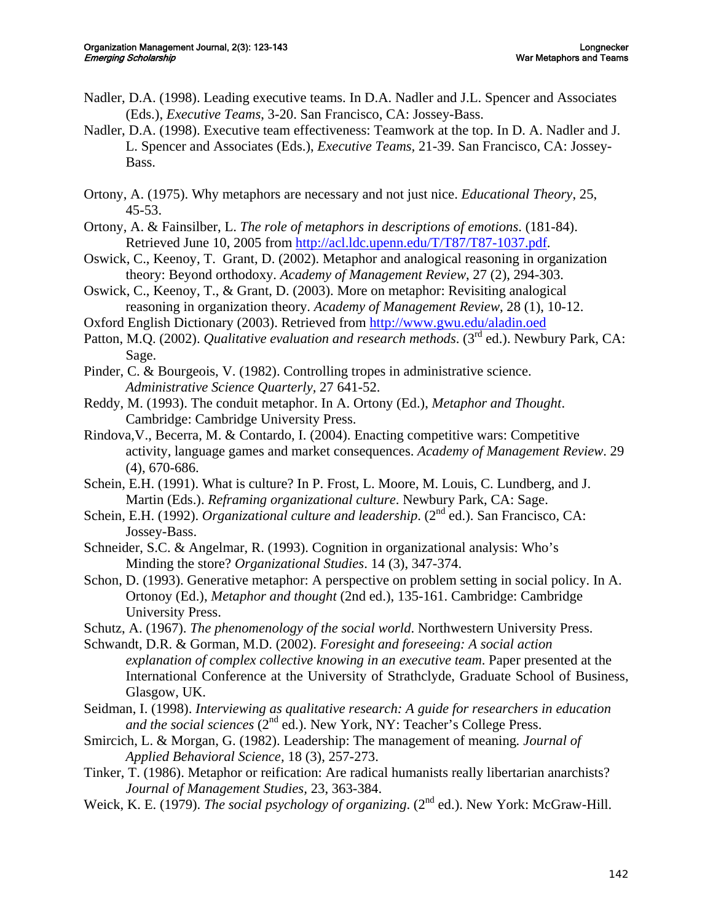Nadler, D.A. (1998). Leading executive teams. In D.A. Nadler and J.L. Spencer and Associates (Eds.), *Executive Teams*, 3-20. San Francisco, CA: Jossey-Bass.

Nadler, D.A. (1998). Executive team effectiveness: Teamwork at the top. In D. A. Nadler and J. L. Spencer and Associates (Eds.), *Executive Teams*, 21-39. San Francisco, CA: Jossey-Bass.

Ortony, A. (1975). Why metaphors are necessary and not just nice. *Educational Theory*, 25, 45-53.

Ortony, A. & Fainsilber, L. *The role of metaphors in descriptions of emotions*. (181-84). Retrieved June 10, 2005 from http://acl.ldc.upenn.edu/T/T87/T87-1037.pdf.

Oswick, C., Keenoy, T. Grant, D. (2002). Metaphor and analogical reasoning in organization theory: Beyond orthodoxy. *Academy of Management Review*, 27 (2), 294-303.

Oswick, C., Keenoy, T., & Grant, D. (2003). More on metaphor: Revisiting analogical reasoning in organization theory. *Academy of Management Review*, 28 (1), 10-12.

Oxford English Dictionary (2003). Retrieved from http://www.gwu.edu/aladin.oed

Patton, M.Q. (2002). *Qualitative evaluation and research methods*. (3rd ed.). Newbury Park, CA: Sage.

Pinder, C. & Bourgeois, V. (1982). Controlling tropes in administrative science. *Administrative Science Quarterly*, 27 641-52.

Reddy, M. (1993). The conduit metaphor. In A. Ortony (Ed.), *Metaphor and Thought*. Cambridge: Cambridge University Press.

Rindova,V., Becerra, M. & Contardo, I. (2004). Enacting competitive wars: Competitive activity, language games and market consequences. *Academy of Management Review*. 29 (4), 670-686.

Schein, E.H. (1991). What is culture? In P. Frost, L. Moore, M. Louis, C. Lundberg, and J. Martin (Eds.). *Reframing organizational culture*. Newbury Park, CA: Sage.

Schein, E.H. (1992). *Organizational culture and leadership*. (2nd ed.). San Francisco, CA: Jossey-Bass.

Schneider, S.C. & Angelmar, R. (1993). Cognition in organizational analysis: Who's Minding the store? *Organizational Studies*. 14 (3), 347-374.

Schon, D. (1993). Generative metaphor: A perspective on problem setting in social policy. In A. Ortonoy (Ed.), *Metaphor and thought* (2nd ed.), 135-161. Cambridge: Cambridge University Press.

Schutz, A. (1967). *The phenomenology of the social world*. Northwestern University Press.

Schwandt, D.R. & Gorman, M.D. (2002). *Foresight and foreseeing: A social action explanation of complex collective knowing in an executive team*. Paper presented at the International Conference at the University of Strathclyde, Graduate School of Business, Glasgow, UK.

Seidman, I. (1998). *Interviewing as qualitative research: A guide for researchers in education and the social sciences* (2nd ed.). New York, NY: Teacher's College Press.

Smircich, L. & Morgan, G. (1982). Leadership: The management of meaning. *Journal of Applied Behavioral Science,* 18 (3), 257-273.

Tinker, T. (1986). Metaphor or reification: Are radical humanists really libertarian anarchists? *Journal of Management Studies,* 23, 363-384.

Weick, K. E. (1979). *The social psychology of organizing*. (2nd ed.). New York: McGraw-Hill.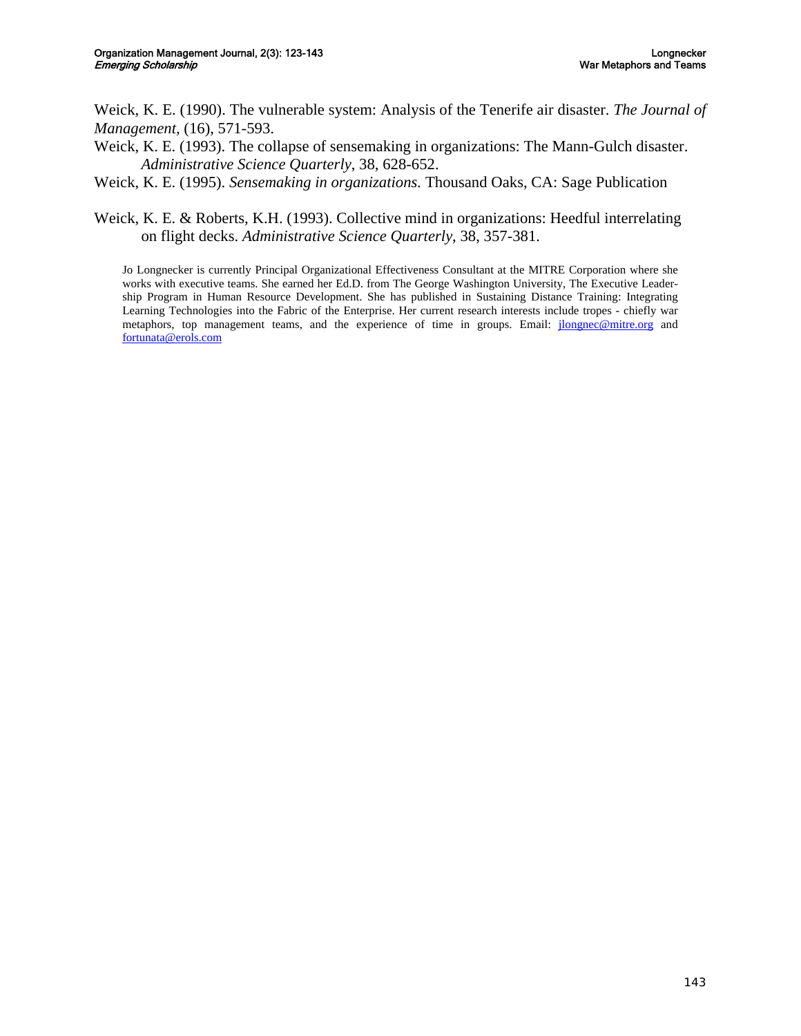Weick, K. E. (1990). The vulnerable system: Analysis of the Tenerife air disaster. *The Journal of Management*, (16), 571-593.

Weick, K. E. (1993). The collapse of sensemaking in organizations: The Mann-Gulch disaster. *Administrative Science Quarterly*, 38, 628-652.

Weick, K. E. (1995). *Sensemaking in organizations.* Thousand Oaks, CA: Sage Publication

Weick, K. E. & Roberts, K.H. (1993). Collective mind in organizations: Heedful interrelating on flight decks. *Administrative Science Quarterly*, 38, 357-381.

Jo Longnecker is currently Principal Organizational Effectiveness Consultant at the MITRE Corporation where she works with executive teams. She earned her Ed.D. from The George Washington University, The Executive Leadership Program in Human Resource Development. She has published in Sustaining Distance Training: Integrating Learning Technologies into the Fabric of the Enterprise. Her current research interests include tropes - chiefly war metaphors, top management teams, and the experience of time in groups. Email: jlongnec@mitre.org and fortunata@erols.com